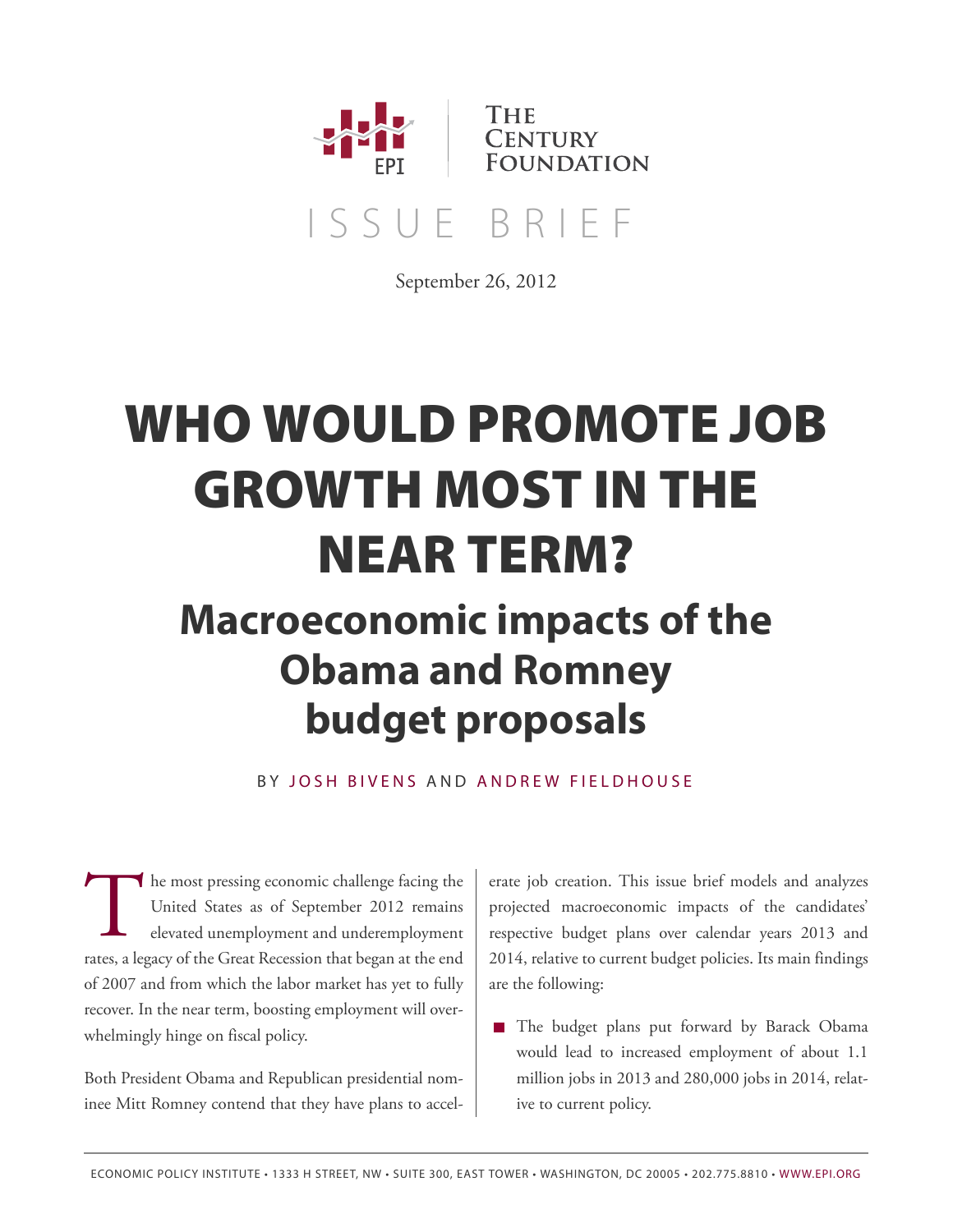EPI | The Century Foundation

ISSUE BRIEF

September 26, 2012

# WHO WOULD PROMOTE JOB GROWTH MOST IN THE NEAR TERM?

## Macroeconomic impacts of the Obama and Romney budget proposals

BY JOSH BIVENS AND ANDREW FIELDHOUSE

The most pressing economic challenge facing the United States as of September 2012 remains elevated unemployment and underemployment rates, a legacy of the Great Recession that began at the end of 2007 and from which the labor market has yet to fully recover. In the near term, boosting employment will overwhelmingly hinge on fiscal policy.

Both President Obama and Republican presidential nominee Mitt Romney contend that they have plans to accelerate job creation. This issue brief models and analyzes projected macroeconomic impacts of the candidates' respective budget plans over calendar years 2013 and 2014, relative to current budget policies. Its main findings are the following:

- The budget plans put forward by Barack Obama would lead to increased employment of about 1.1 million jobs in 2013 and 280,000 jobs in 2014, relative to current policy.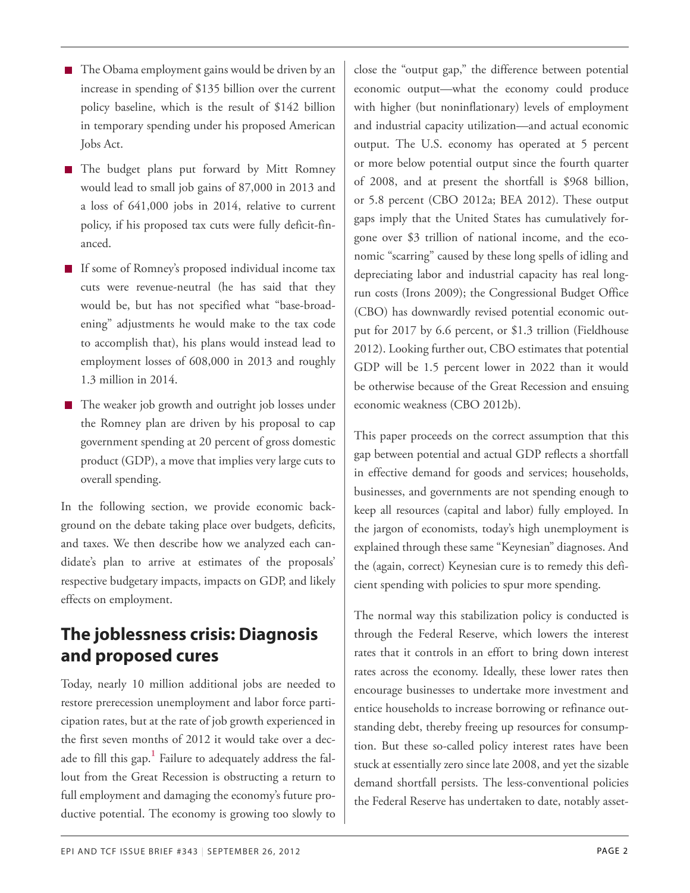- The Obama employment gains would be driven by an increase in spending of $135 billion over the current policy baseline, which is the result of $142 billion in temporary spending under his proposed American Jobs Act.
- The budget plans put forward by Mitt Romney would lead to small job gains of 87,000 in 2013 and a loss of 641,000 jobs in 2014, relative to current policy, if his proposed tax cuts were fully deficit-financed.
- If some of Romney's proposed individual income tax cuts were revenue-neutral (he has said that they would be, but has not specified what "base-broadening" adjustments he would make to the tax code to accomplish that), his plans would instead lead to employment losses of 608,000 in 2013 and roughly 1.3 million in 2014.
- The weaker job growth and outright job losses under the Romney plan are driven by his proposal to cap government spending at 20 percent of gross domestic product (GDP), a move that implies very large cuts to overall spending.

In the following section, we provide economic background on the debate taking place over budgets, deficits, and taxes. We then describe how we analyzed each candidate's plan to arrive at estimates of the proposals' respective budgetary impacts, impacts on GDP, and likely effects on employment.

## The joblessness crisis: Diagnosis and proposed cures

Today, nearly 10 million additional jobs are needed to restore prerecession unemployment and labor force participation rates, but at the rate of job growth experienced in the first seven months of 2012 it would take over a decade to fill this gap.[1] Failure to adequately address the fallout from the Great Recession is obstructing a return to full employment and damaging the economy's future productive potential. The economy is growing too slowly to close the "output gap," the difference between potential economic output—what the economy could produce with higher (but noninflationary) levels of employment and industrial capacity utilization—and actual economic output. The U.S. economy has operated at 5 percent or more below potential output since the fourth quarter of 2008, and at present the shortfall is $968 billion, or 5.8 percent (CBO 2012a; BEA 2012). These output gaps imply that the United States has cumulatively forgone over $3 trillion of national income, and the economic "scarring" caused by these long spells of idling and depreciating labor and industrial capacity has real long-run costs (Irons 2009); the Congressional Budget Office (CBO) has downwardly revised potential economic output for 2017 by 6.6 percent, or $1.3 trillion (Fieldhouse 2012). Looking further out, CBO estimates that potential GDP will be 1.5 percent lower in 2022 than it would be otherwise because of the Great Recession and ensuing economic weakness (CBO 2012b).

This paper proceeds on the correct assumption that this gap between potential and actual GDP reflects a shortfall in effective demand for goods and services; households, businesses, and governments are not spending enough to keep all resources (capital and labor) fully employed. In the jargon of economists, today's high unemployment is explained through these same "Keynesian" diagnoses. And the (again, correct) Keynesian cure is to remedy this deficient spending with policies to spur more spending.

The normal way this stabilization policy is conducted is through the Federal Reserve, which lowers the interest rates that it controls in an effort to bring down interest rates across the economy. Ideally, these lower rates then encourage businesses to undertake more investment and entice households to increase borrowing or refinance outstanding debt, thereby freeing up resources for consumption. But these so-called policy interest rates have been stuck at essentially zero since late 2008, and yet the sizable demand shortfall persists. The less-conventional policies the Federal Reserve has undertaken to date, notably asset-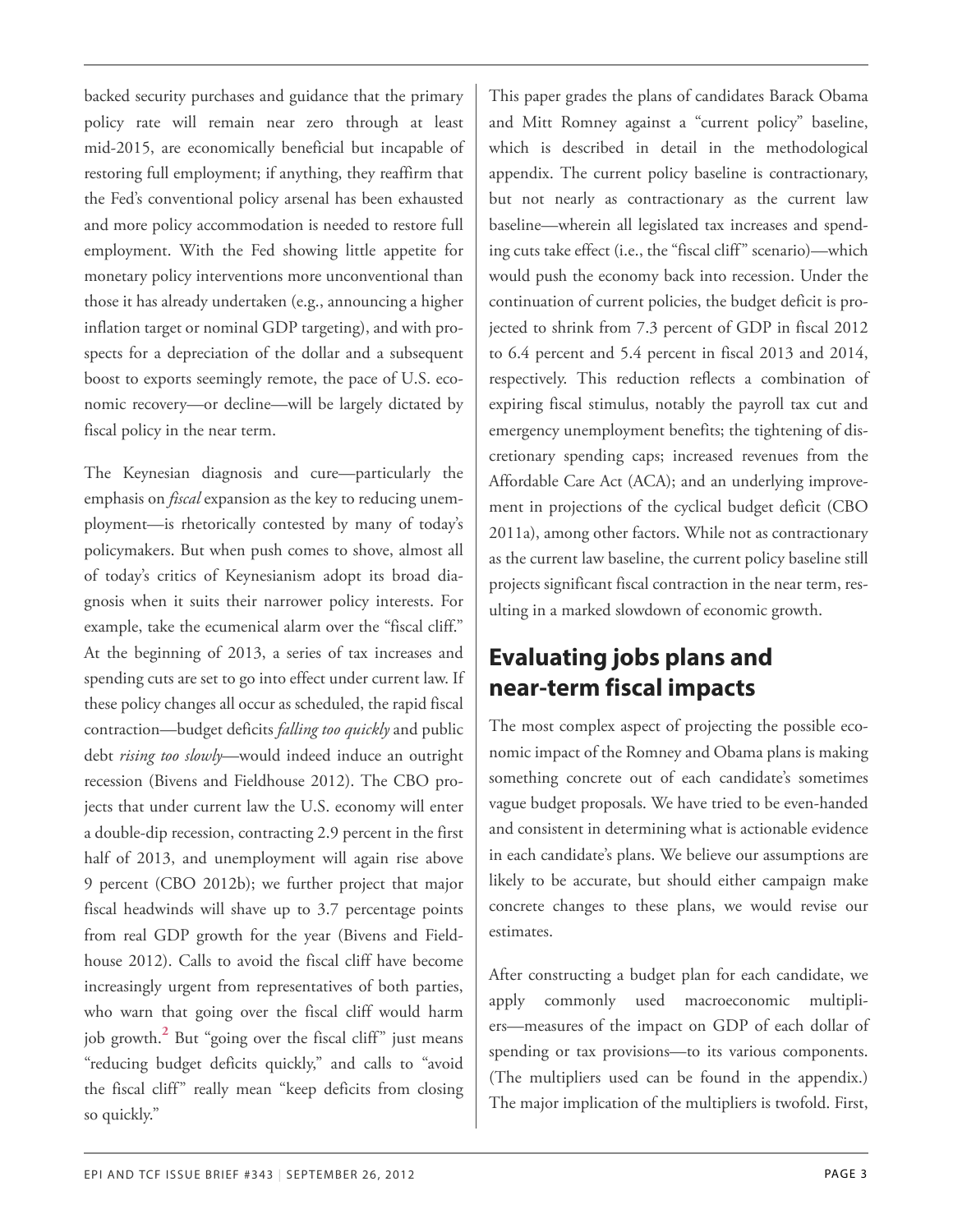backed security purchases and guidance that the primary policy rate will remain near zero through at least mid-2015, are economically beneficial but incapable of restoring full employment; if anything, they reaffirm that the Fed's conventional policy arsenal has been exhausted and more policy accommodation is needed to restore full employment. With the Fed showing little appetite for monetary policy interventions more unconventional than those it has already undertaken (e.g., announcing a higher inflation target or nominal GDP targeting), and with prospects for a depreciation of the dollar and a subsequent boost to exports seemingly remote, the pace of U.S. economic recovery—or decline—will be largely dictated by fiscal policy in the near term.

The Keynesian diagnosis and cure—particularly the emphasis on *fiscal* expansion as the key to reducing unemployment—is rhetorically contested by many of today's policymakers. But when push comes to shove, almost all of today's critics of Keynesianism adopt its broad diagnosis when it suits their narrower policy interests. For example, take the ecumenical alarm over the "fiscal cliff." At the beginning of 2013, a series of tax increases and spending cuts are set to go into effect under current law. If these policy changes all occur as scheduled, the rapid fiscal contraction—budget deficits *falling too quickly* and public debt *rising too slowly*—would indeed induce an outright recession (Bivens and Fieldhouse 2012). The CBO projects that under current law the U.S. economy will enter a double-dip recession, contracting 2.9 percent in the first half of 2013, and unemployment will again rise above 9 percent (CBO 2012b); we further project that major fiscal headwinds will shave up to 3.7 percentage points from real GDP growth for the year (Bivens and Fieldhouse 2012). Calls to avoid the fiscal cliff have become increasingly urgent from representatives of both parties, who warn that going over the fiscal cliff would harm job growth.[2] But "going over the fiscal cliff" just means "reducing budget deficits quickly," and calls to "avoid the fiscal cliff" really mean "keep deficits from closing so quickly."

This paper grades the plans of candidates Barack Obama and Mitt Romney against a "current policy" baseline, which is described in detail in the methodological appendix. The current policy baseline is contractionary, but not nearly as contractionary as the current law baseline—wherein all legislated tax increases and spending cuts take effect (i.e., the "fiscal cliff" scenario)—which would push the economy back into recession. Under the continuation of current policies, the budget deficit is projected to shrink from 7.3 percent of GDP in fiscal 2012 to 6.4 percent and 5.4 percent in fiscal 2013 and 2014, respectively. This reduction reflects a combination of expiring fiscal stimulus, notably the payroll tax cut and emergency unemployment benefits; the tightening of discretionary spending caps; increased revenues from the Affordable Care Act (ACA); and an underlying improvement in projections of the cyclical budget deficit (CBO 2011a), among other factors. While not as contractionary as the current law baseline, the current policy baseline still projects significant fiscal contraction in the near term, resulting in a marked slowdown of economic growth.

## Evaluating jobs plans and near-term fiscal impacts

The most complex aspect of projecting the possible economic impact of the Romney and Obama plans is making something concrete out of each candidate's sometimes vague budget proposals. We have tried to be even-handed and consistent in determining what is actionable evidence in each candidate's plans. We believe our assumptions are likely to be accurate, but should either campaign make concrete changes to these plans, we would revise our estimates.

After constructing a budget plan for each candidate, we apply commonly used macroeconomic multipliers—measures of the impact on GDP of each dollar of spending or tax provisions—to its various components. (The multipliers used can be found in the appendix.) The major implication of the multipliers is twofold. First,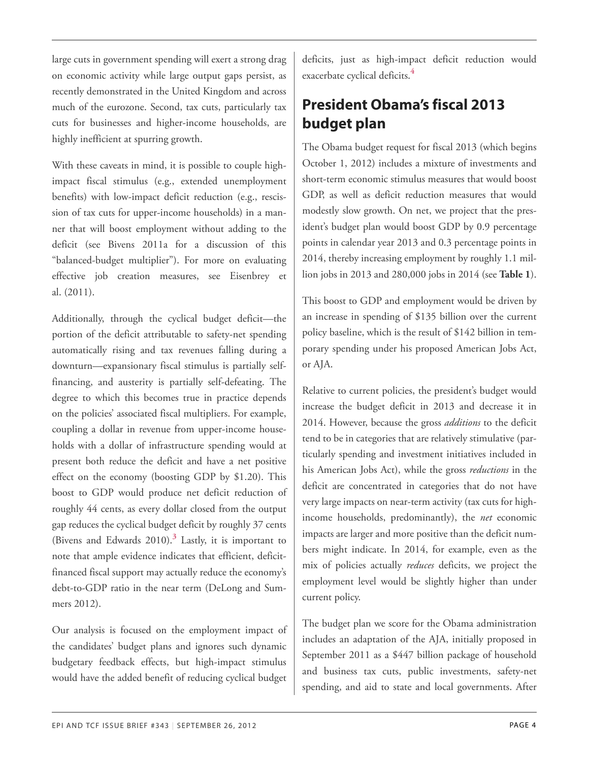large cuts in government spending will exert a strong drag on economic activity while large output gaps persist, as recently demonstrated in the United Kingdom and across much of the eurozone. Second, tax cuts, particularly tax cuts for businesses and higher-income households, are highly inefficient at spurring growth.

With these caveats in mind, it is possible to couple high-impact fiscal stimulus (e.g., extended unemployment benefits) with low-impact deficit reduction (e.g., rescission of tax cuts for upper-income households) in a manner that will boost employment without adding to the deficit (see Bivens 2011a for a discussion of this "balanced-budget multiplier"). For more on evaluating effective job creation measures, see Eisenbrey et al. (2011).

Additionally, through the cyclical budget deficit—the portion of the deficit attributable to safety-net spending automatically rising and tax revenues falling during a downturn—expansionary fiscal stimulus is partially self-financing, and austerity is partially self-defeating. The degree to which this becomes true in practice depends on the policies' associated fiscal multipliers. For example, coupling a dollar in revenue from upper-income households with a dollar of infrastructure spending would at present both reduce the deficit and have a net positive effect on the economy (boosting GDP by $1.20). This boost to GDP would produce net deficit reduction of roughly 44 cents, as every dollar closed from the output gap reduces the cyclical budget deficit by roughly 37 cents (Bivens and Edwards 2010).[3] Lastly, it is important to note that ample evidence indicates that efficient, deficit-financed fiscal support may actually reduce the economy's debt-to-GDP ratio in the near term (DeLong and Summers 2012).

Our analysis is focused on the employment impact of the candidates' budget plans and ignores such dynamic budgetary feedback effects, but high-impact stimulus would have the added benefit of reducing cyclical budget deficits, just as high-impact deficit reduction would exacerbate cyclical deficits.[4]

## President Obama's fiscal 2013 budget plan

The Obama budget request for fiscal 2013 (which begins October 1, 2012) includes a mixture of investments and short-term economic stimulus measures that would boost GDP, as well as deficit reduction measures that would modestly slow growth. On net, we project that the president's budget plan would boost GDP by 0.9 percentage points in calendar year 2013 and 0.3 percentage points in 2014, thereby increasing employment by roughly 1.1 million jobs in 2013 and 280,000 jobs in 2014 (see **Table 1**).

This boost to GDP and employment would be driven by an increase in spending of $135 billion over the current policy baseline, which is the result of $142 billion in temporary spending under his proposed American Jobs Act, or AJA.

Relative to current policies, the president's budget would increase the budget deficit in 2013 and decrease it in 2014. However, because the gross *additions* to the deficit tend to be in categories that are relatively stimulative (particularly spending and investment initiatives included in his American Jobs Act), while the gross *reductions* in the deficit are concentrated in categories that do not have very large impacts on near-term activity (tax cuts for high-income households, predominantly), the *net* economic impacts are larger and more positive than the deficit numbers might indicate. In 2014, for example, even as the mix of policies actually *reduces* deficits, we project the employment level would be slightly higher than under current policy.

The budget plan we score for the Obama administration includes an adaptation of the AJA, initially proposed in September 2011 as a $447 billion package of household and business tax cuts, public investments, safety-net spending, and aid to state and local governments. After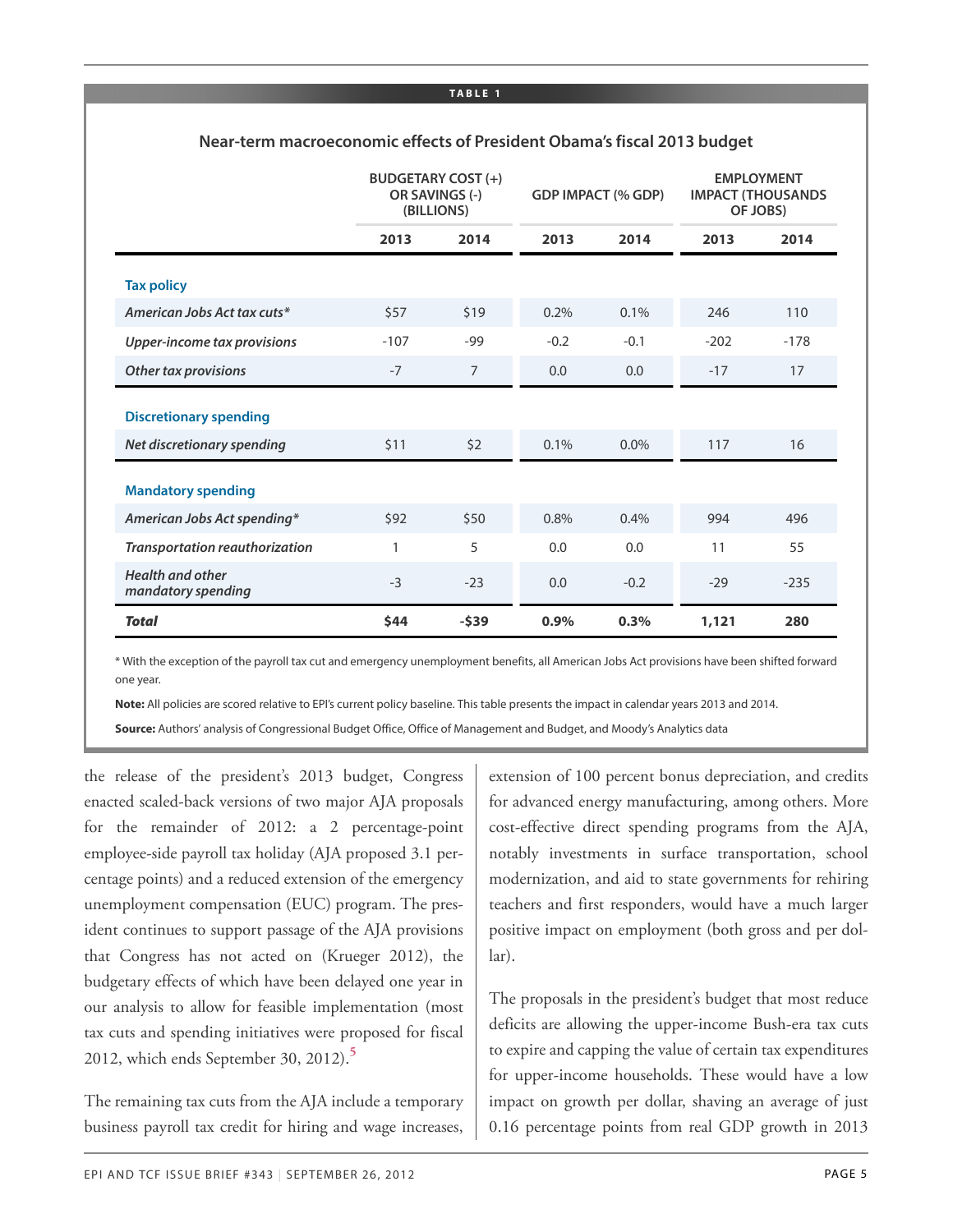**TABLE 1**

**Near-term macroeconomic effects of President Obama's fiscal 2013 budget**

| | BUDGETARY COST (+) OR SAVINGS (-) (BILLIONS) | | GDP IMPACT (% GDP) | | EMPLOYMENT IMPACT (THOUSANDS OF JOBS) | |
|---|---|---|---|---|---|---|
| | 2013 | 2014 | 2013 | 2014 | 2013 | 2014 |
| **Tax policy** | | | | | | |
| *American Jobs Act tax cuts** | $57 | $19 | 0.2% | 0.1% | 246 | 110 |
| *Upper-income tax provisions* | -107 | -99 | -0.2 | -0.1 | -202 | -178 |
| *Other tax provisions* | -7 | 7 | 0.0 | 0.0 | -17 | 17 |
| **Discretionary spending** | | | | | | |
| *Net discretionary spending* | $11 | $2 | 0.1% | 0.0% | 117 | 16 |
| **Mandatory spending** | | | | | | |
| *American Jobs Act spending** | $92 | $50 | 0.8% | 0.4% | 994 | 496 |
| *Transportation reauthorization* | 1 | 5 | 0.0 | 0.0 | 11 | 55 |
| *Health and other mandatory spending* | -3 | -23 | 0.0 | -0.2 | -29 | -235 |
| ***Total*** | **$44** | **-$39** | **0.9%** | **0.3%** | **1,121** | **280** |

* With the exception of the payroll tax cut and emergency unemployment benefits, all American Jobs Act provisions have been shifted forward one year.

**Note:** All policies are scored relative to EPI's current policy baseline. This table presents the impact in calendar years 2013 and 2014.

**Source:** Authors' analysis of Congressional Budget Office, Office of Management and Budget, and Moody's Analytics data

the release of the president's 2013 budget, Congress enacted scaled-back versions of two major AJA proposals for the remainder of 2012: a 2 percentage-point employee-side payroll tax holiday (AJA proposed 3.1 percentage points) and a reduced extension of the emergency unemployment compensation (EUC) program. The president continues to support passage of the AJA provisions that Congress has not acted on (Krueger 2012), the budgetary effects of which have been delayed one year in our analysis to allow for feasible implementation (most tax cuts and spending initiatives were proposed for fiscal 2012, which ends September 30, 2012).[5]

The remaining tax cuts from the AJA include a temporary business payroll tax credit for hiring and wage increases, extension of 100 percent bonus depreciation, and credits for advanced energy manufacturing, among others. More cost-effective direct spending programs from the AJA, notably investments in surface transportation, school modernization, and aid to state governments for rehiring teachers and first responders, would have a much larger positive impact on employment (both gross and per dollar).

The proposals in the president's budget that most reduce deficits are allowing the upper-income Bush-era tax cuts to expire and capping the value of certain tax expenditures for upper-income households. These would have a low impact on growth per dollar, shaving an average of just 0.16 percentage points from real GDP growth in 2013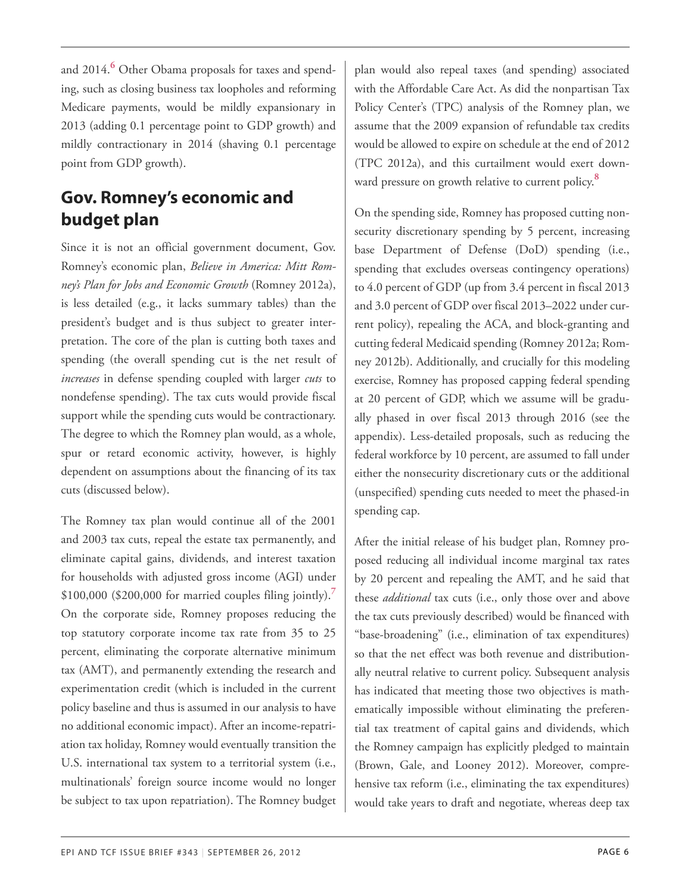and 2014.[6] Other Obama proposals for taxes and spending, such as closing business tax loopholes and reforming Medicare payments, would be mildly expansionary in 2013 (adding 0.1 percentage point to GDP growth) and mildly contractionary in 2014 (shaving 0.1 percentage point from GDP growth).

## Gov. Romney's economic and budget plan

Since it is not an official government document, Gov. Romney's economic plan, *Believe in America: Mitt Romney's Plan for Jobs and Economic Growth* (Romney 2012a), is less detailed (e.g., it lacks summary tables) than the president's budget and is thus subject to greater interpretation. The core of the plan is cutting both taxes and spending (the overall spending cut is the net result of *increases* in defense spending coupled with larger *cuts* to nondefense spending). The tax cuts would provide fiscal support while the spending cuts would be contractionary. The degree to which the Romney plan would, as a whole, spur or retard economic activity, however, is highly dependent on assumptions about the financing of its tax cuts (discussed below).

The Romney tax plan would continue all of the 2001 and 2003 tax cuts, repeal the estate tax permanently, and eliminate capital gains, dividends, and interest taxation for households with adjusted gross income (AGI) under \$100,000 (\$200,000 for married couples filing jointly).[7] On the corporate side, Romney proposes reducing the top statutory corporate income tax rate from 35 to 25 percent, eliminating the corporate alternative minimum tax (AMT), and permanently extending the research and experimentation credit (which is included in the current policy baseline and thus is assumed in our analysis to have no additional economic impact). After an income-repatriation tax holiday, Romney would eventually transition the U.S. international tax system to a territorial system (i.e., multinationals' foreign source income would no longer be subject to tax upon repatriation). The Romney budget plan would also repeal taxes (and spending) associated with the Affordable Care Act. As did the nonpartisan Tax Policy Center's (TPC) analysis of the Romney plan, we assume that the 2009 expansion of refundable tax credits would be allowed to expire on schedule at the end of 2012 (TPC 2012a), and this curtailment would exert downward pressure on growth relative to current policy.[8]

On the spending side, Romney has proposed cutting nonsecurity discretionary spending by 5 percent, increasing base Department of Defense (DoD) spending (i.e., spending that excludes overseas contingency operations) to 4.0 percent of GDP (up from 3.4 percent in fiscal 2013 and 3.0 percent of GDP over fiscal 2013–2022 under current policy), repealing the ACA, and block-granting and cutting federal Medicaid spending (Romney 2012a; Romney 2012b). Additionally, and crucially for this modeling exercise, Romney has proposed capping federal spending at 20 percent of GDP, which we assume will be gradually phased in over fiscal 2013 through 2016 (see the appendix). Less-detailed proposals, such as reducing the federal workforce by 10 percent, are assumed to fall under either the nonsecurity discretionary cuts or the additional (unspecified) spending cuts needed to meet the phased-in spending cap.

After the initial release of his budget plan, Romney proposed reducing all individual income marginal tax rates by 20 percent and repealing the AMT, and he said that these *additional* tax cuts (i.e., only those over and above the tax cuts previously described) would be financed with "base-broadening" (i.e., elimination of tax expenditures) so that the net effect was both revenue and distributionally neutral relative to current policy. Subsequent analysis has indicated that meeting those two objectives is mathematically impossible without eliminating the preferential tax treatment of capital gains and dividends, which the Romney campaign has explicitly pledged to maintain (Brown, Gale, and Looney 2012). Moreover, comprehensive tax reform (i.e., eliminating the tax expenditures) would take years to draft and negotiate, whereas deep tax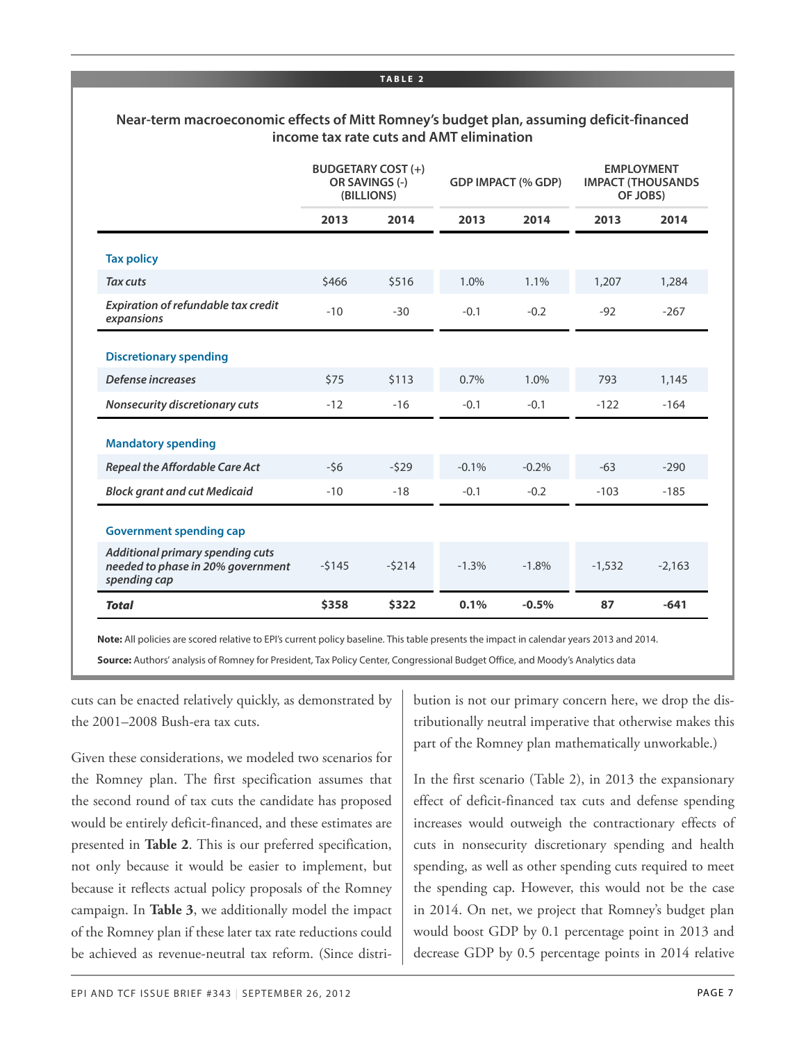**TABLE 2**

**Near-term macroeconomic effects of Mitt Romney's budget plan, assuming deficit-financed income tax rate cuts and AMT elimination**

| | Budgetary cost (+) or savings (-) (billions) | | GDP impact (% GDP) | | Employment impact (thousands of jobs) | |
|---|---|---|---|---|---|---|
| | **2013** | **2014** | **2013** | **2014** | **2013** | **2014** |
| **Tax policy** | | | | | | |
| *Tax cuts* | $466 | $516 | 1.0% | 1.1% | 1,207 | 1,284 |
| *Expiration of refundable tax credit expansions* | -10 | -30 | -0.1 | -0.2 | -92 | -267 |
| **Discretionary spending** | | | | | | |
| *Defense increases* | $75 | $113 | 0.7% | 1.0% | 793 | 1,145 |
| *Nonsecurity discretionary cuts* | -12 | -16 | -0.1 | -0.1 | -122 | -164 |
| **Mandatory spending** | | | | | | |
| *Repeal the Affordable Care Act* | -$6 | -$29 | -0.1% | -0.2% | -63 | -290 |
| *Block grant and cut Medicaid* | -10 | -18 | -0.1 | -0.2 | -103 | -185 |
| **Government spending cap** | | | | | | |
| *Additional primary spending cuts needed to phase in 20% government spending cap* | -$145 | -$214 | -1.3% | -1.8% | -1,532 | -2,163 |
| ***Total*** | **$358** | **$322** | **0.1%** | **-0.5%** | **87** | **-641** |

**Note:** All policies are scored relative to EPI's current policy baseline. This table presents the impact in calendar years 2013 and 2014.

**Source:** Authors' analysis of Romney for President, Tax Policy Center, Congressional Budget Office, and Moody's Analytics data

cuts can be enacted relatively quickly, as demonstrated by the 2001–2008 Bush-era tax cuts.

Given these considerations, we modeled two scenarios for the Romney plan. The first specification assumes that the second round of tax cuts the candidate has proposed would be entirely deficit-financed, and these estimates are presented in **Table 2**. This is our preferred specification, not only because it would be easier to implement, but because it reflects actual policy proposals of the Romney campaign. In **Table 3**, we additionally model the impact of the Romney plan if these later tax rate reductions could be achieved as revenue-neutral tax reform. (Since distribution is not our primary concern here, we drop the distributionally neutral imperative that otherwise makes this part of the Romney plan mathematically unworkable.)

In the first scenario (Table 2), in 2013 the expansionary effect of deficit-financed tax cuts and defense spending increases would outweigh the contractionary effects of cuts in nonsecurity discretionary spending and health spending, as well as other spending cuts required to meet the spending cap. However, this would not be the case in 2014. On net, we project that Romney's budget plan would boost GDP by 0.1 percentage point in 2013 and decrease GDP by 0.5 percentage points in 2014 relative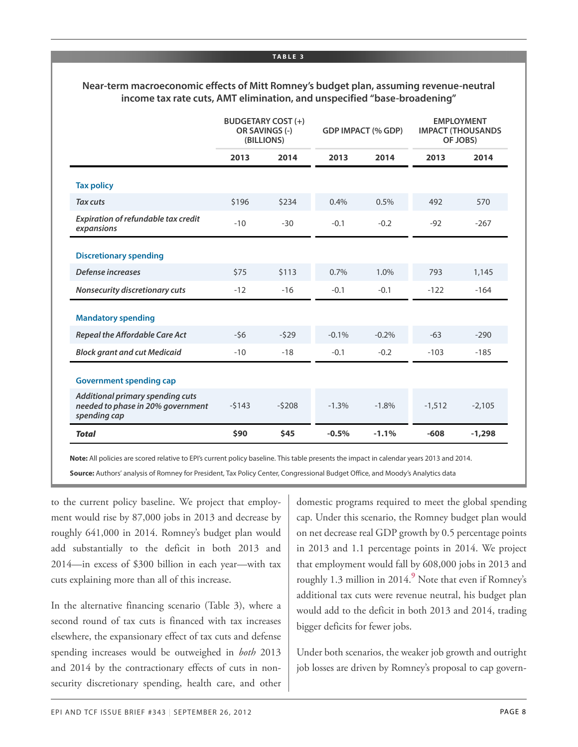**TABLE 3**

**Near-term macroeconomic effects of Mitt Romney's budget plan, assuming revenue-neutral income tax rate cuts, AMT elimination, and unspecified "base-broadening"**

| | BUDGETARY COST (+) OR SAVINGS (-) (BILLIONS) | | GDP IMPACT (% GDP) | | EMPLOYMENT IMPACT (THOUSANDS OF JOBS) | |
|---|---|---|---|---|---|---|
| | 2013 | 2014 | 2013 | 2014 | 2013 | 2014 |
| **Tax policy** | | | | | | |
| *Tax cuts* | $196 | $234 | 0.4% | 0.5% | 492 | 570 |
| *Expiration of refundable tax credit expansions* | -10 | -30 | -0.1 | -0.2 | -92 | -267 |
| **Discretionary spending** | | | | | | |
| *Defense increases* | $75 | $113 | 0.7% | 1.0% | 793 | 1,145 |
| *Nonsecurity discretionary cuts* | -12 | -16 | -0.1 | -0.1 | -122 | -164 |
| **Mandatory spending** | | | | | | |
| *Repeal the Affordable Care Act* | -$6 | -$29 | -0.1% | -0.2% | -63 | -290 |
| *Block grant and cut Medicaid* | -10 | -18 | -0.1 | -0.2 | -103 | -185 |
| **Government spending cap** | | | | | | |
| *Additional primary spending cuts needed to phase in 20% government spending cap* | -$143 | -$208 | -1.3% | -1.8% | -1,512 | -2,105 |
| ***Total*** | **$90** | **$45** | **-0.5%** | **-1.1%** | **-608** | **-1,298** |

**Note:** All policies are scored relative to EPI's current policy baseline. This table presents the impact in calendar years 2013 and 2014.

**Source:** Authors' analysis of Romney for President, Tax Policy Center, Congressional Budget Office, and Moody's Analytics data

to the current policy baseline. We project that employment would rise by 87,000 jobs in 2013 and decrease by roughly 641,000 in 2014. Romney's budget plan would add substantially to the deficit in both 2013 and 2014—in excess of $300 billion in each year—with tax cuts explaining more than all of this increase.

In the alternative financing scenario (Table 3), where a second round of tax cuts is financed with tax increases elsewhere, the expansionary effect of tax cuts and defense spending increases would be outweighed in *both* 2013 and 2014 by the contractionary effects of cuts in nonsecurity discretionary spending, health care, and other domestic programs required to meet the global spending cap. Under this scenario, the Romney budget plan would on net decrease real GDP growth by 0.5 percentage points in 2013 and 1.1 percentage points in 2014. We project that employment would fall by 608,000 jobs in 2013 and roughly 1.3 million in 2014.[9] Note that even if Romney's additional tax cuts were revenue neutral, his budget plan would add to the deficit in both 2013 and 2014, trading bigger deficits for fewer jobs.

Under both scenarios, the weaker job growth and outright job losses are driven by Romney's proposal to cap govern-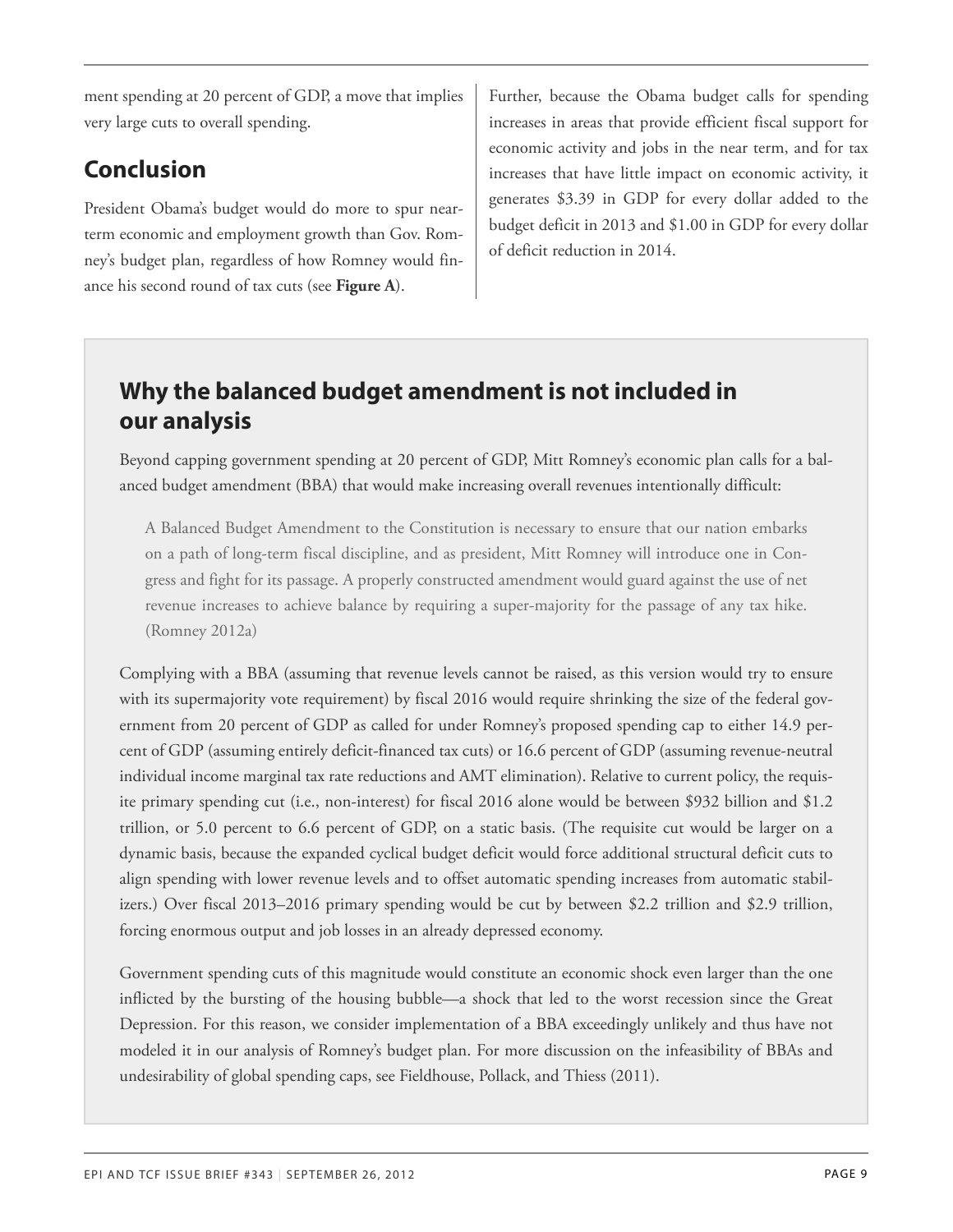ment spending at 20 percent of GDP, a move that implies very large cuts to overall spending.

## Conclusion

President Obama's budget would do more to spur near-term economic and employment growth than Gov. Romney's budget plan, regardless of how Romney would finance his second round of tax cuts (see **Figure A**).

Further, because the Obama budget calls for spending increases in areas that provide efficient fiscal support for economic activity and jobs in the near term, and for tax increases that have little impact on economic activity, it generates $3.39 in GDP for every dollar added to the budget deficit in 2013 and $1.00 in GDP for every dollar of deficit reduction in 2014.

## Why the balanced budget amendment is not included in our analysis

Beyond capping government spending at 20 percent of GDP, Mitt Romney's economic plan calls for a balanced budget amendment (BBA) that would make increasing overall revenues intentionally difficult:

> A Balanced Budget Amendment to the Constitution is necessary to ensure that our nation embarks on a path of long-term fiscal discipline, and as president, Mitt Romney will introduce one in Congress and fight for its passage. A properly constructed amendment would guard against the use of net revenue increases to achieve balance by requiring a super-majority for the passage of any tax hike. (Romney 2012a)

Complying with a BBA (assuming that revenue levels cannot be raised, as this version would try to ensure with its supermajority vote requirement) by fiscal 2016 would require shrinking the size of the federal government from 20 percent of GDP as called for under Romney's proposed spending cap to either 14.9 percent of GDP (assuming entirely deficit-financed tax cuts) or 16.6 percent of GDP (assuming revenue-neutral individual income marginal tax rate reductions and AMT elimination). Relative to current policy, the requisite primary spending cut (i.e., non-interest) for fiscal 2016 alone would be between $932 billion and $1.2 trillion, or 5.0 percent to 6.6 percent of GDP, on a static basis. (The requisite cut would be larger on a dynamic basis, because the expanded cyclical budget deficit would force additional structural deficit cuts to align spending with lower revenue levels and to offset automatic spending increases from automatic stabilizers.) Over fiscal 2013–2016 primary spending would be cut by between $2.2 trillion and $2.9 trillion, forcing enormous output and job losses in an already depressed economy.

Government spending cuts of this magnitude would constitute an economic shock even larger than the one inflicted by the bursting of the housing bubble—a shock that led to the worst recession since the Great Depression. For this reason, we consider implementation of a BBA exceedingly unlikely and thus have not modeled it in our analysis of Romney's budget plan. For more discussion on the infeasibility of BBAs and undesirability of global spending caps, see Fieldhouse, Pollack, and Thiess (2011).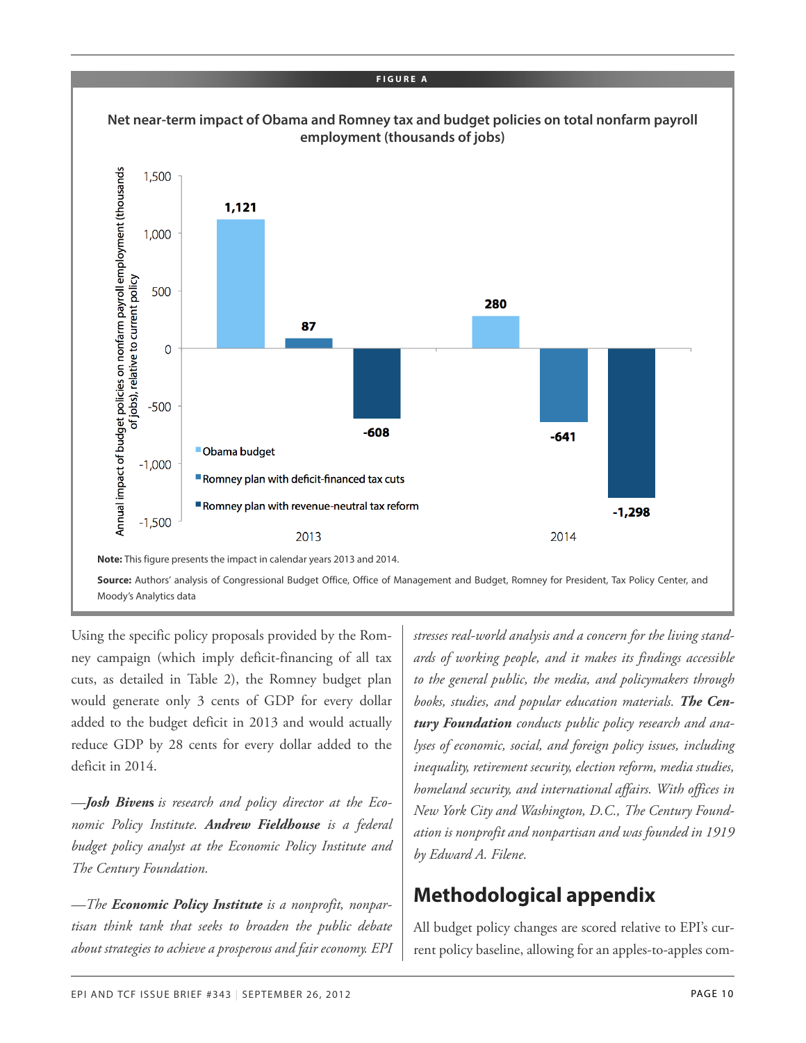**FIGURE A**

**Net near-term impact of Obama and Romney tax and budget policies on total nonfarm payroll employment (thousands of jobs)**

| | Obama budget | Romney plan with deficit-financed tax cuts | Romney plan with revenue-neutral tax reform |
|---|---|---|---|
| 2013 | 1,121 | 87 | -608 |
| 2014 | 280 | -641 | -1,298 |

**Note:** This figure presents the impact in calendar years 2013 and 2014.

**Source:** Authors' analysis of Congressional Budget Office, Office of Management and Budget, Romney for President, Tax Policy Center, and Moody's Analytics data

Using the specific policy proposals provided by the Romney campaign (which imply deficit-financing of all tax cuts, as detailed in Table 2), the Romney budget plan would generate only 3 cents of GDP for every dollar added to the budget deficit in 2013 and would actually reduce GDP by 28 cents for every dollar added to the deficit in 2014.

*—**Josh Bivens** is research and policy director at the Economic Policy Institute. **Andrew Fieldhouse** is a federal budget policy analyst at the Economic Policy Institute and The Century Foundation.*

*—The **Economic Policy Institute** is a nonprofit, nonpartisan think tank that seeks to broaden the public debate about strategies to achieve a prosperous and fair economy. EPI stresses real-world analysis and a concern for the living standards of working people, and it makes its findings accessible to the general public, the media, and policymakers through books, studies, and popular education materials. **The Century Foundation** conducts public policy research and analyses of economic, social, and foreign policy issues, including inequality, retirement security, election reform, media studies, homeland security, and international affairs. With offices in New York City and Washington, D.C., The Century Foundation is nonprofit and nonpartisan and was founded in 1919 by Edward A. Filene.*

## Methodological appendix

All budget policy changes are scored relative to EPI's current policy baseline, allowing for an apples-to-apples com-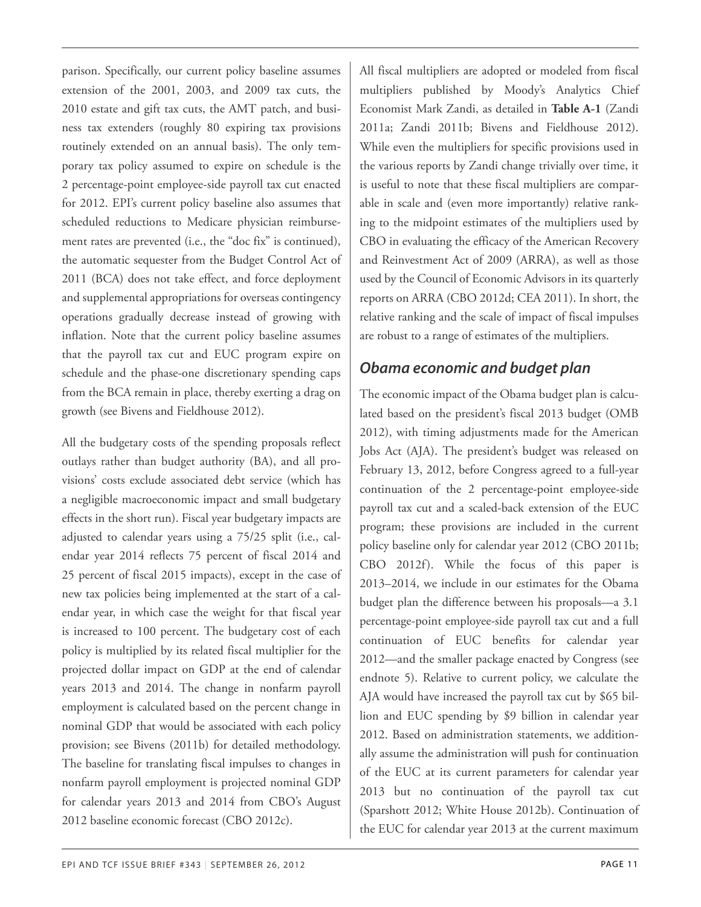parison. Specifically, our current policy baseline assumes extension of the 2001, 2003, and 2009 tax cuts, the 2010 estate and gift tax cuts, the AMT patch, and business tax extenders (roughly 80 expiring tax provisions routinely extended on an annual basis). The only temporary tax policy assumed to expire on schedule is the 2 percentage-point employee-side payroll tax cut enacted for 2012. EPI's current policy baseline also assumes that scheduled reductions to Medicare physician reimbursement rates are prevented (i.e., the "doc fix" is continued), the automatic sequester from the Budget Control Act of 2011 (BCA) does not take effect, and force deployment and supplemental appropriations for overseas contingency operations gradually decrease instead of growing with inflation. Note that the current policy baseline assumes that the payroll tax cut and EUC program expire on schedule and the phase-one discretionary spending caps from the BCA remain in place, thereby exerting a drag on growth (see Bivens and Fieldhouse 2012).

All the budgetary costs of the spending proposals reflect outlays rather than budget authority (BA), and all provisions' costs exclude associated debt service (which has a negligible macroeconomic impact and small budgetary effects in the short run). Fiscal year budgetary impacts are adjusted to calendar years using a 75/25 split (i.e., calendar year 2014 reflects 75 percent of fiscal 2014 and 25 percent of fiscal 2015 impacts), except in the case of new tax policies being implemented at the start of a calendar year, in which case the weight for that fiscal year is increased to 100 percent. The budgetary cost of each policy is multiplied by its related fiscal multiplier for the projected dollar impact on GDP at the end of calendar years 2013 and 2014. The change in nonfarm payroll employment is calculated based on the percent change in nominal GDP that would be associated with each policy provision; see Bivens (2011b) for detailed methodology. The baseline for translating fiscal impulses to changes in nonfarm payroll employment is projected nominal GDP for calendar years 2013 and 2014 from CBO's August 2012 baseline economic forecast (CBO 2012c).

All fiscal multipliers are adopted or modeled from fiscal multipliers published by Moody's Analytics Chief Economist Mark Zandi, as detailed in **Table A-1** (Zandi 2011a; Zandi 2011b; Bivens and Fieldhouse 2012). While even the multipliers for specific provisions used in the various reports by Zandi change trivially over time, it is useful to note that these fiscal multipliers are comparable in scale and (even more importantly) relative ranking to the midpoint estimates of the multipliers used by CBO in evaluating the efficacy of the American Recovery and Reinvestment Act of 2009 (ARRA), as well as those used by the Council of Economic Advisors in its quarterly reports on ARRA (CBO 2012d; CEA 2011). In short, the relative ranking and the scale of impact of fiscal impulses are robust to a range of estimates of the multipliers.

### *Obama economic and budget plan*

The economic impact of the Obama budget plan is calculated based on the president's fiscal 2013 budget (OMB 2012), with timing adjustments made for the American Jobs Act (AJA). The president's budget was released on February 13, 2012, before Congress agreed to a full-year continuation of the 2 percentage-point employee-side payroll tax cut and a scaled-back extension of the EUC program; these provisions are included in the current policy baseline only for calendar year 2012 (CBO 2011b; CBO 2012f). While the focus of this paper is 2013–2014, we include in our estimates for the Obama budget plan the difference between his proposals—a 3.1 percentage-point employee-side payroll tax cut and a full continuation of EUC benefits for calendar year 2012—and the smaller package enacted by Congress (see endnote 5). Relative to current policy, we calculate the AJA would have increased the payroll tax cut by $65 billion and EUC spending by $9 billion in calendar year 2012. Based on administration statements, we additionally assume the administration will push for continuation of the EUC at its current parameters for calendar year 2013 but no continuation of the payroll tax cut (Sparshott 2012; White House 2012b). Continuation of the EUC for calendar year 2013 at the current maximum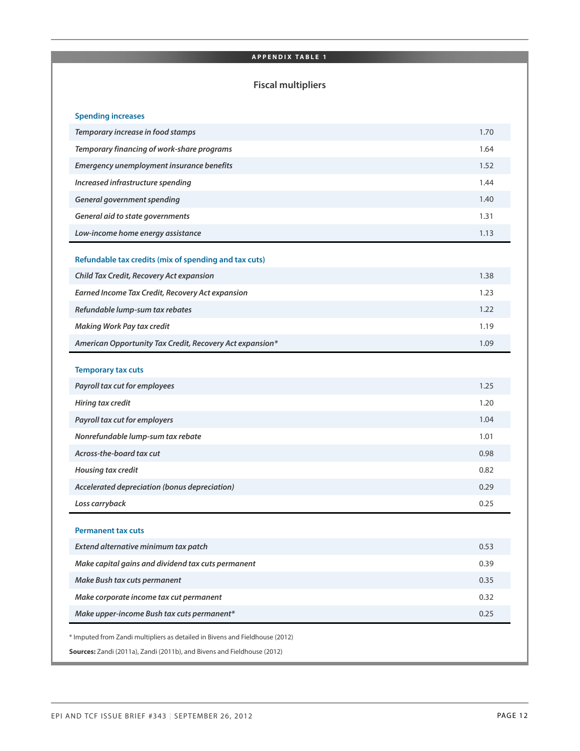**APPENDIX TABLE 1**

### Fiscal multipliers

| | |
|---|---|
| **Spending increases** | |
| *Temporary increase in food stamps* | 1.70 |
| *Temporary financing of work-share programs* | 1.64 |
| *Emergency unemployment insurance benefits* | 1.52 |
| *Increased infrastructure spending* | 1.44 |
| *General government spending* | 1.40 |
| *General aid to state governments* | 1.31 |
| *Low-income home energy assistance* | 1.13 |
| **Refundable tax credits (mix of spending and tax cuts)** | |
| *Child Tax Credit, Recovery Act expansion* | 1.38 |
| *Earned Income Tax Credit, Recovery Act expansion* | 1.23 |
| *Refundable lump-sum tax rebates* | 1.22 |
| *Making Work Pay tax credit* | 1.19 |
| *American Opportunity Tax Credit, Recovery Act expansion** | 1.09 |
| **Temporary tax cuts** | |
| *Payroll tax cut for employees* | 1.25 |
| *Hiring tax credit* | 1.20 |
| *Payroll tax cut for employers* | 1.04 |
| *Nonrefundable lump-sum tax rebate* | 1.01 |
| *Across-the-board tax cut* | 0.98 |
| *Housing tax credit* | 0.82 |
| *Accelerated depreciation (bonus depreciation)* | 0.29 |
| *Loss carryback* | 0.25 |
| **Permanent tax cuts** | |
| *Extend alternative minimum tax patch* | 0.53 |
| *Make capital gains and dividend tax cuts permanent* | 0.39 |
| *Make Bush tax cuts permanent* | 0.35 |
| *Make corporate income tax cut permanent* | 0.32 |
| *Make upper-income Bush tax cuts permanent** | 0.25 |

* Imputed from Zandi multipliers as detailed in Bivens and Fieldhouse (2012)

**Sources:** Zandi (2011a), Zandi (2011b), and Bivens and Fieldhouse (2012)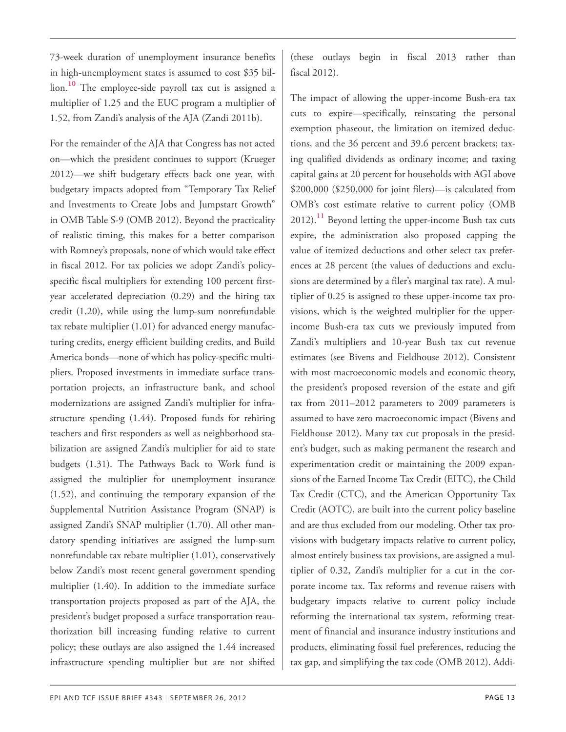73-week duration of unemployment insurance benefits in high-unemployment states is assumed to cost $35 billion.[10] The employee-side payroll tax cut is assigned a multiplier of 1.25 and the EUC program a multiplier of 1.52, from Zandi's analysis of the AJA (Zandi 2011b).

For the remainder of the AJA that Congress has not acted on—which the president continues to support (Krueger 2012)—we shift budgetary effects back one year, with budgetary impacts adopted from "Temporary Tax Relief and Investments to Create Jobs and Jumpstart Growth" in OMB Table S-9 (OMB 2012). Beyond the practicality of realistic timing, this makes for a better comparison with Romney's proposals, none of which would take effect in fiscal 2012. For tax policies we adopt Zandi's policy-specific fiscal multipliers for extending 100 percent first-year accelerated depreciation (0.29) and the hiring tax credit (1.20), while using the lump-sum nonrefundable tax rebate multiplier (1.01) for advanced energy manufacturing credits, energy efficient building credits, and Build America bonds—none of which has policy-specific multipliers. Proposed investments in immediate surface transportation projects, an infrastructure bank, and school modernizations are assigned Zandi's multiplier for infrastructure spending (1.44). Proposed funds for rehiring teachers and first responders as well as neighborhood stabilization are assigned Zandi's multiplier for aid to state budgets (1.31). The Pathways Back to Work fund is assigned the multiplier for unemployment insurance (1.52), and continuing the temporary expansion of the Supplemental Nutrition Assistance Program (SNAP) is assigned Zandi's SNAP multiplier (1.70). All other mandatory spending initiatives are assigned the lump-sum nonrefundable tax rebate multiplier (1.01), conservatively below Zandi's most recent general government spending multiplier (1.40). In addition to the immediate surface transportation projects proposed as part of the AJA, the president's budget proposed a surface transportation reauthorization bill increasing funding relative to current policy; these outlays are also assigned the 1.44 increased infrastructure spending multiplier but are not shifted (these outlays begin in fiscal 2013 rather than fiscal 2012).

The impact of allowing the upper-income Bush-era tax cuts to expire—specifically, reinstating the personal exemption phaseout, the limitation on itemized deductions, and the 36 percent and 39.6 percent brackets; taxing qualified dividends as ordinary income; and taxing capital gains at 20 percent for households with AGI above $200,000 ($250,000 for joint filers)—is calculated from OMB's cost estimate relative to current policy (OMB 2012).[11] Beyond letting the upper-income Bush tax cuts expire, the administration also proposed capping the value of itemized deductions and other select tax preferences at 28 percent (the values of deductions and exclusions are determined by a filer's marginal tax rate). A multiplier of 0.25 is assigned to these upper-income tax provisions, which is the weighted multiplier for the upper-income Bush-era tax cuts we previously imputed from Zandi's multipliers and 10-year Bush tax cut revenue estimates (see Bivens and Fieldhouse 2012). Consistent with most macroeconomic models and economic theory, the president's proposed reversion of the estate and gift tax from 2011–2012 parameters to 2009 parameters is assumed to have zero macroeconomic impact (Bivens and Fieldhouse 2012). Many tax cut proposals in the president's budget, such as making permanent the research and experimentation credit or maintaining the 2009 expansions of the Earned Income Tax Credit (EITC), the Child Tax Credit (CTC), and the American Opportunity Tax Credit (AOTC), are built into the current policy baseline and are thus excluded from our modeling. Other tax provisions with budgetary impacts relative to current policy, almost entirely business tax provisions, are assigned a multiplier of 0.32, Zandi's multiplier for a cut in the corporate income tax. Tax reforms and revenue raisers with budgetary impacts relative to current policy include reforming the international tax system, reforming treatment of financial and insurance industry institutions and products, eliminating fossil fuel preferences, reducing the tax gap, and simplifying the tax code (OMB 2012). Addi-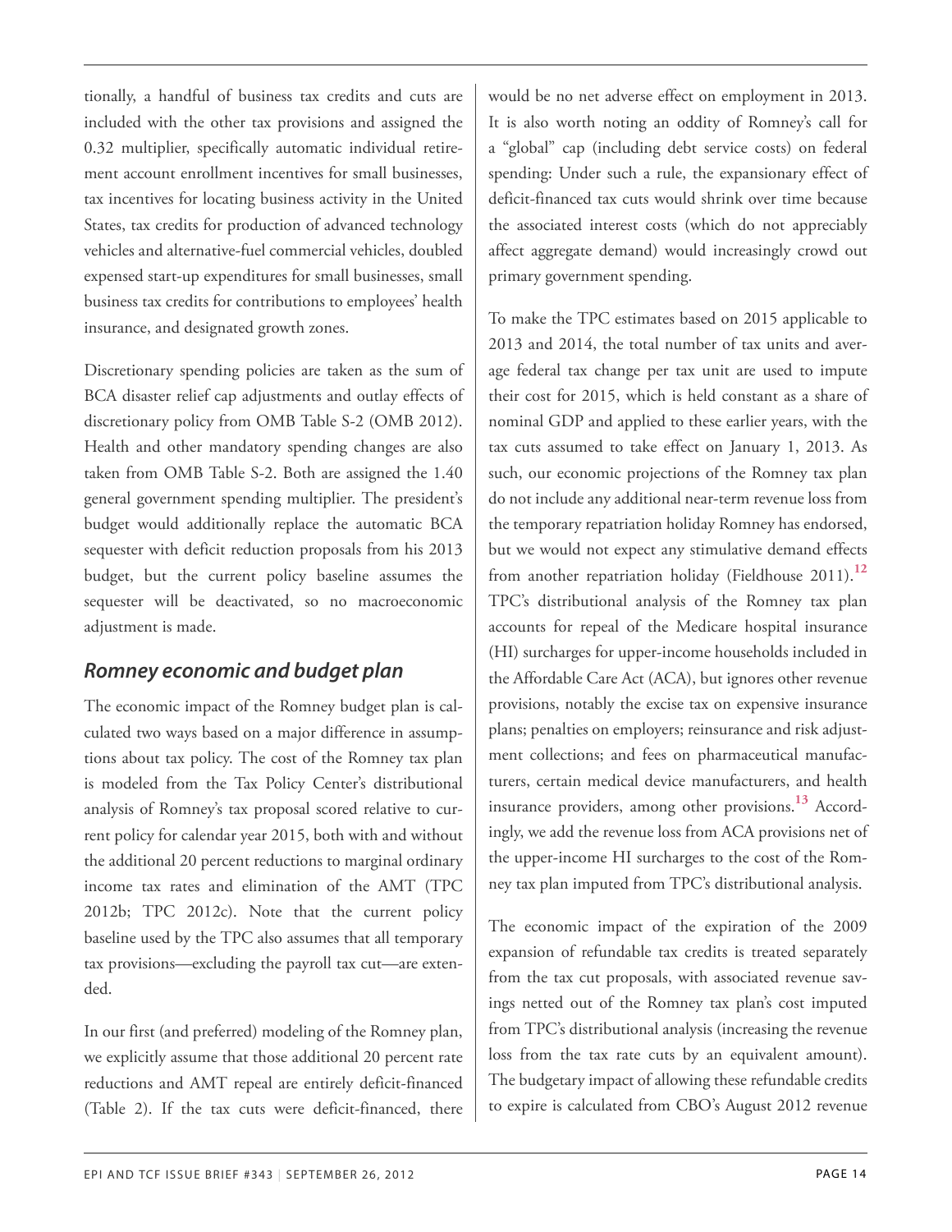tionally, a handful of business tax credits and cuts are included with the other tax provisions and assigned the 0.32 multiplier, specifically automatic individual retirement account enrollment incentives for small businesses, tax incentives for locating business activity in the United States, tax credits for production of advanced technology vehicles and alternative-fuel commercial vehicles, doubled expensed start-up expenditures for small businesses, small business tax credits for contributions to employees' health insurance, and designated growth zones.

Discretionary spending policies are taken as the sum of BCA disaster relief cap adjustments and outlay effects of discretionary policy from OMB Table S-2 (OMB 2012). Health and other mandatory spending changes are also taken from OMB Table S-2. Both are assigned the 1.40 general government spending multiplier. The president's budget would additionally replace the automatic BCA sequester with deficit reduction proposals from his 2013 budget, but the current policy baseline assumes the sequester will be deactivated, so no macroeconomic adjustment is made.

## *Romney economic and budget plan*

The economic impact of the Romney budget plan is calculated two ways based on a major difference in assumptions about tax policy. The cost of the Romney tax plan is modeled from the Tax Policy Center's distributional analysis of Romney's tax proposal scored relative to current policy for calendar year 2015, both with and without the additional 20 percent reductions to marginal ordinary income tax rates and elimination of the AMT (TPC 2012b; TPC 2012c). Note that the current policy baseline used by the TPC also assumes that all temporary tax provisions—excluding the payroll tax cut—are extended.

In our first (and preferred) modeling of the Romney plan, we explicitly assume that those additional 20 percent rate reductions and AMT repeal are entirely deficit-financed (Table 2). If the tax cuts were deficit-financed, there would be no net adverse effect on employment in 2013. It is also worth noting an oddity of Romney's call for a "global" cap (including debt service costs) on federal spending: Under such a rule, the expansionary effect of deficit-financed tax cuts would shrink over time because the associated interest costs (which do not appreciably affect aggregate demand) would increasingly crowd out primary government spending.

To make the TPC estimates based on 2015 applicable to 2013 and 2014, the total number of tax units and average federal tax change per tax unit are used to impute their cost for 2015, which is held constant as a share of nominal GDP and applied to these earlier years, with the tax cuts assumed to take effect on January 1, 2013. As such, our economic projections of the Romney tax plan do not include any additional near-term revenue loss from the temporary repatriation holiday Romney has endorsed, but we would not expect any stimulative demand effects from another repatriation holiday (Fieldhouse 2011).[12] TPC's distributional analysis of the Romney tax plan accounts for repeal of the Medicare hospital insurance (HI) surcharges for upper-income households included in the Affordable Care Act (ACA), but ignores other revenue provisions, notably the excise tax on expensive insurance plans; penalties on employers; reinsurance and risk adjustment collections; and fees on pharmaceutical manufacturers, certain medical device manufacturers, and health insurance providers, among other provisions.[13] Accordingly, we add the revenue loss from ACA provisions net of the upper-income HI surcharges to the cost of the Romney tax plan imputed from TPC's distributional analysis.

The economic impact of the expiration of the 2009 expansion of refundable tax credits is treated separately from the tax cut proposals, with associated revenue savings netted out of the Romney tax plan's cost imputed from TPC's distributional analysis (increasing the revenue loss from the tax rate cuts by an equivalent amount). The budgetary impact of allowing these refundable credits to expire is calculated from CBO's August 2012 revenue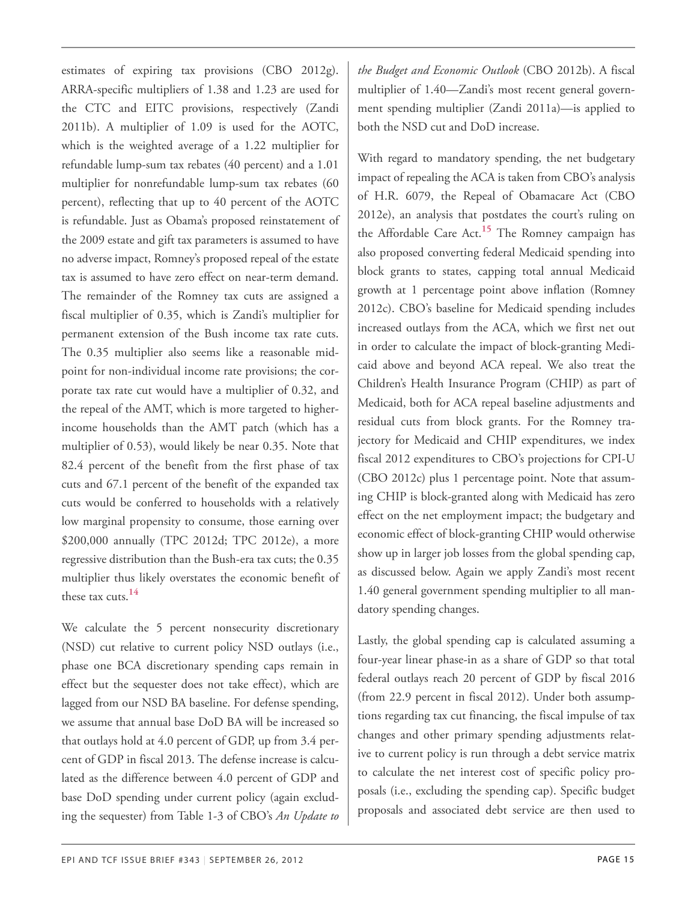estimates of expiring tax provisions (CBO 2012g). ARRA-specific multipliers of 1.38 and 1.23 are used for the CTC and EITC provisions, respectively (Zandi 2011b). A multiplier of 1.09 is used for the AOTC, which is the weighted average of a 1.22 multiplier for refundable lump-sum tax rebates (40 percent) and a 1.01 multiplier for nonrefundable lump-sum tax rebates (60 percent), reflecting that up to 40 percent of the AOTC is refundable. Just as Obama's proposed reinstatement of the 2009 estate and gift tax parameters is assumed to have no adverse impact, Romney's proposed repeal of the estate tax is assumed to have zero effect on near-term demand. The remainder of the Romney tax cuts are assigned a fiscal multiplier of 0.35, which is Zandi's multiplier for permanent extension of the Bush income tax rate cuts. The 0.35 multiplier also seems like a reasonable midpoint for non-individual income rate provisions; the corporate tax rate cut would have a multiplier of 0.32, and the repeal of the AMT, which is more targeted to higher-income households than the AMT patch (which has a multiplier of 0.53), would likely be near 0.35. Note that 82.4 percent of the benefit from the first phase of tax cuts and 67.1 percent of the benefit of the expanded tax cuts would be conferred to households with a relatively low marginal propensity to consume, those earning over $200,000 annually (TPC 2012d; TPC 2012e), a more regressive distribution than the Bush-era tax cuts; the 0.35 multiplier thus likely overstates the economic benefit of these tax cuts.[14]

We calculate the 5 percent nonsecurity discretionary (NSD) cut relative to current policy NSD outlays (i.e., phase one BCA discretionary spending caps remain in effect but the sequester does not take effect), which are lagged from our NSD BA baseline. For defense spending, we assume that annual base DoD BA will be increased so that outlays hold at 4.0 percent of GDP, up from 3.4 percent of GDP in fiscal 2013. The defense increase is calculated as the difference between 4.0 percent of GDP and base DoD spending under current policy (again excluding the sequester) from Table 1-3 of CBO's *An Update to the Budget and Economic Outlook* (CBO 2012b). A fiscal multiplier of 1.40—Zandi's most recent general government spending multiplier (Zandi 2011a)—is applied to both the NSD cut and DoD increase.

With regard to mandatory spending, the net budgetary impact of repealing the ACA is taken from CBO's analysis of H.R. 6079, the Repeal of Obamacare Act (CBO 2012e), an analysis that postdates the court's ruling on the Affordable Care Act.[15] The Romney campaign has also proposed converting federal Medicaid spending into block grants to states, capping total annual Medicaid growth at 1 percentage point above inflation (Romney 2012c). CBO's baseline for Medicaid spending includes increased outlays from the ACA, which we first net out in order to calculate the impact of block-granting Medicaid above and beyond ACA repeal. We also treat the Children's Health Insurance Program (CHIP) as part of Medicaid, both for ACA repeal baseline adjustments and residual cuts from block grants. For the Romney trajectory for Medicaid and CHIP expenditures, we index fiscal 2012 expenditures to CBO's projections for CPI-U (CBO 2012c) plus 1 percentage point. Note that assuming CHIP is block-granted along with Medicaid has zero effect on the net employment impact; the budgetary and economic effect of block-granting CHIP would otherwise show up in larger job losses from the global spending cap, as discussed below. Again we apply Zandi's most recent 1.40 general government spending multiplier to all mandatory spending changes.

Lastly, the global spending cap is calculated assuming a four-year linear phase-in as a share of GDP so that total federal outlays reach 20 percent of GDP by fiscal 2016 (from 22.9 percent in fiscal 2012). Under both assumptions regarding tax cut financing, the fiscal impulse of tax changes and other primary spending adjustments relative to current policy is run through a debt service matrix to calculate the net interest cost of specific policy proposals (i.e., excluding the spending cap). Specific budget proposals and associated debt service are then used to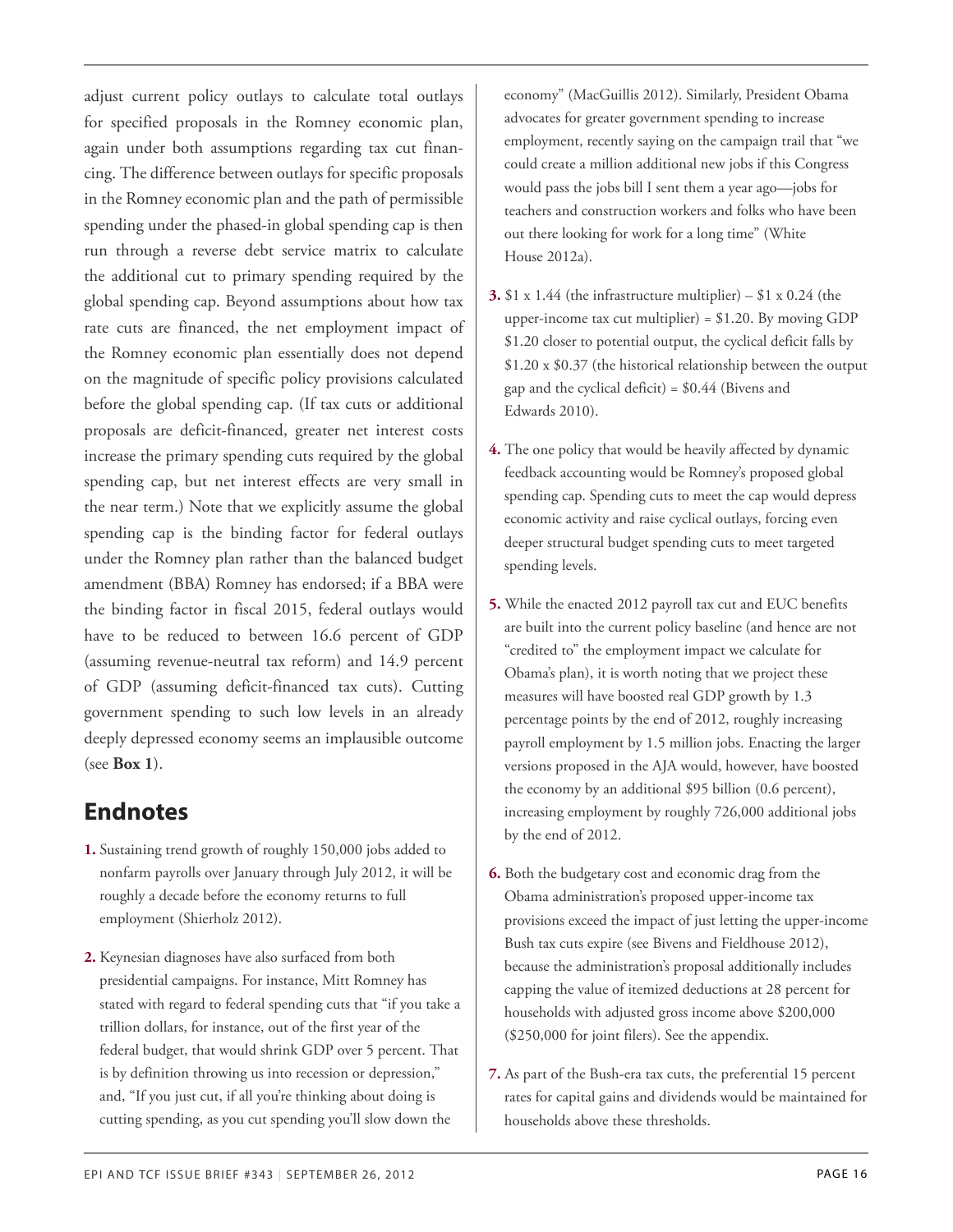adjust current policy outlays to calculate total outlays for specified proposals in the Romney economic plan, again under both assumptions regarding tax cut financing. The difference between outlays for specific proposals in the Romney economic plan and the path of permissible spending under the phased-in global spending cap is then run through a reverse debt service matrix to calculate the additional cut to primary spending required by the global spending cap. Beyond assumptions about how tax rate cuts are financed, the net employment impact of the Romney economic plan essentially does not depend on the magnitude of specific policy provisions calculated before the global spending cap. (If tax cuts or additional proposals are deficit-financed, greater net interest costs increase the primary spending cuts required by the global spending cap, but net interest effects are very small in the near term.) Note that we explicitly assume the global spending cap is the binding factor for federal outlays under the Romney plan rather than the balanced budget amendment (BBA) Romney has endorsed; if a BBA were the binding factor in fiscal 2015, federal outlays would have to be reduced to between 16.6 percent of GDP (assuming revenue-neutral tax reform) and 14.9 percent of GDP (assuming deficit-financed tax cuts). Cutting government spending to such low levels in an already deeply depressed economy seems an implausible outcome (see **Box 1**).

## Endnotes

**1.** Sustaining trend growth of roughly 150,000 jobs added to nonfarm payrolls over January through July 2012, it will be roughly a decade before the economy returns to full employment (Shierholz 2012).

**2.** Keynesian diagnoses have also surfaced from both presidential campaigns. For instance, Mitt Romney has stated with regard to federal spending cuts that "if you take a trillion dollars, for instance, out of the first year of the federal budget, that would shrink GDP over 5 percent. That is by definition throwing us into recession or depression," and, "If you just cut, if all you're thinking about doing is cutting spending, as you cut spending you'll slow down the economy" (MacGuillis 2012). Similarly, President Obama advocates for greater government spending to increase employment, recently saying on the campaign trail that "we could create a million additional new jobs if this Congress would pass the jobs bill I sent them a year ago—jobs for teachers and construction workers and folks who have been out there looking for work for a long time" (White House 2012a).

**3.** \$1 x 1.44 (the infrastructure multiplier) – \$1 x 0.24 (the upper-income tax cut multiplier) = \$1.20. By moving GDP \$1.20 closer to potential output, the cyclical deficit falls by \$1.20 x \$0.37 (the historical relationship between the output gap and the cyclical deficit) = \$0.44 (Bivens and Edwards 2010).

**4.** The one policy that would be heavily affected by dynamic feedback accounting would be Romney's proposed global spending cap. Spending cuts to meet the cap would depress economic activity and raise cyclical outlays, forcing even deeper structural budget spending cuts to meet targeted spending levels.

**5.** While the enacted 2012 payroll tax cut and EUC benefits are built into the current policy baseline (and hence are not "credited to" the employment impact we calculate for Obama's plan), it is worth noting that we project these measures will have boosted real GDP growth by 1.3 percentage points by the end of 2012, roughly increasing payroll employment by 1.5 million jobs. Enacting the larger versions proposed in the AJA would, however, have boosted the economy by an additional \$95 billion (0.6 percent), increasing employment by roughly 726,000 additional jobs by the end of 2012.

**6.** Both the budgetary cost and economic drag from the Obama administration's proposed upper-income tax provisions exceed the impact of just letting the upper-income Bush tax cuts expire (see Bivens and Fieldhouse 2012), because the administration's proposal additionally includes capping the value of itemized deductions at 28 percent for households with adjusted gross income above \$200,000 (\$250,000 for joint filers). See the appendix.

**7.** As part of the Bush-era tax cuts, the preferential 15 percent rates for capital gains and dividends would be maintained for households above these thresholds.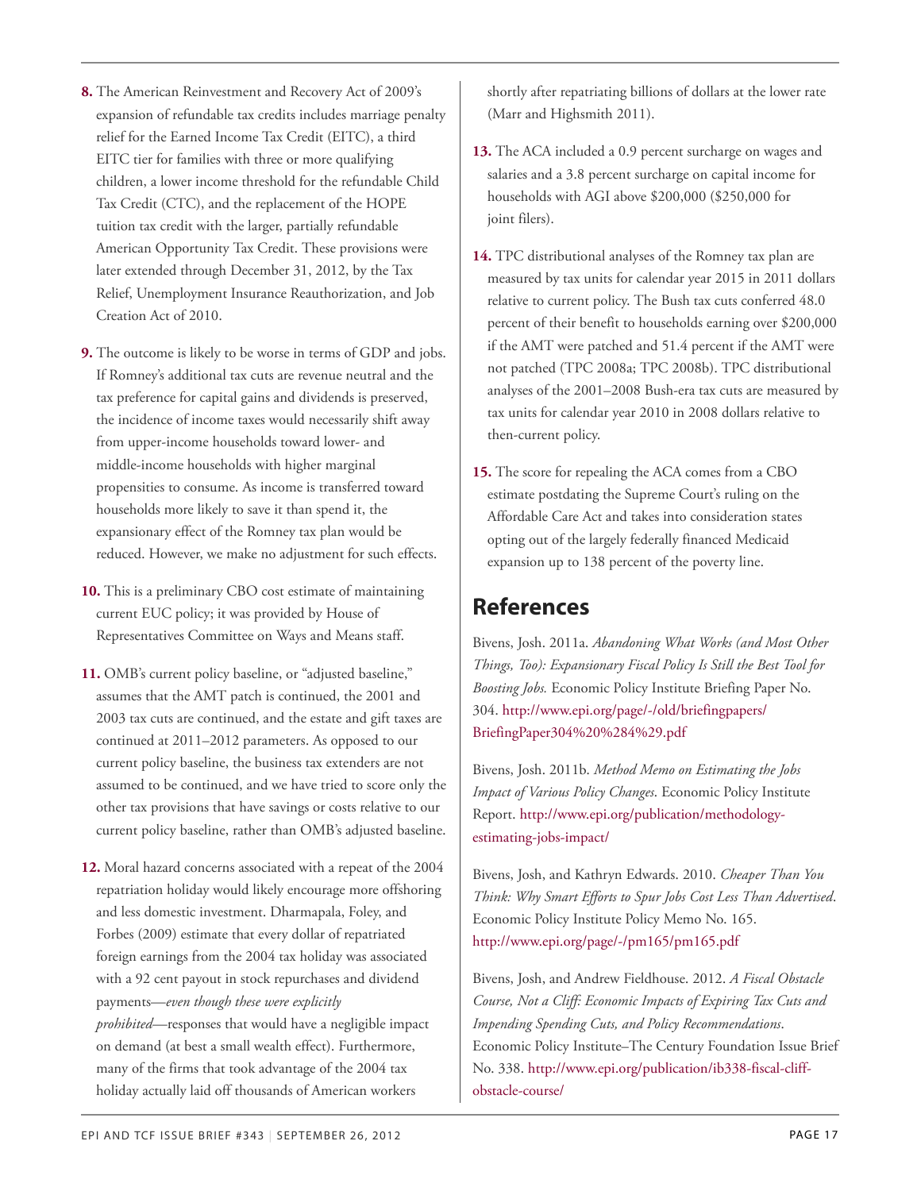**8.** The American Reinvestment and Recovery Act of 2009's expansion of refundable tax credits includes marriage penalty relief for the Earned Income Tax Credit (EITC), a third EITC tier for families with three or more qualifying children, a lower income threshold for the refundable Child Tax Credit (CTC), and the replacement of the HOPE tuition tax credit with the larger, partially refundable American Opportunity Tax Credit. These provisions were later extended through December 31, 2012, by the Tax Relief, Unemployment Insurance Reauthorization, and Job Creation Act of 2010.

**9.** The outcome is likely to be worse in terms of GDP and jobs. If Romney's additional tax cuts are revenue neutral and the tax preference for capital gains and dividends is preserved, the incidence of income taxes would necessarily shift away from upper-income households toward lower- and middle-income households with higher marginal propensities to consume. As income is transferred toward households more likely to save it than spend it, the expansionary effect of the Romney tax plan would be reduced. However, we make no adjustment for such effects.

**10.** This is a preliminary CBO cost estimate of maintaining current EUC policy; it was provided by House of Representatives Committee on Ways and Means staff.

**11.** OMB's current policy baseline, or "adjusted baseline," assumes that the AMT patch is continued, the 2001 and 2003 tax cuts are continued, and the estate and gift taxes are continued at 2011–2012 parameters. As opposed to our current policy baseline, the business tax extenders are not assumed to be continued, and we have tried to score only the other tax provisions that have savings or costs relative to our current policy baseline, rather than OMB's adjusted baseline.

**12.** Moral hazard concerns associated with a repeat of the 2004 repatriation holiday would likely encourage more offshoring and less domestic investment. Dharmapala, Foley, and Forbes (2009) estimate that every dollar of repatriated foreign earnings from the 2004 tax holiday was associated with a 92 cent payout in stock repurchases and dividend payments—*even though these were explicitly prohibited*—responses that would have a negligible impact on demand (at best a small wealth effect). Furthermore, many of the firms that took advantage of the 2004 tax holiday actually laid off thousands of American workers shortly after repatriating billions of dollars at the lower rate (Marr and Highsmith 2011).

**13.** The ACA included a 0.9 percent surcharge on wages and salaries and a 3.8 percent surcharge on capital income for households with AGI above $200,000 ($250,000 for joint filers).

**14.** TPC distributional analyses of the Romney tax plan are measured by tax units for calendar year 2015 in 2011 dollars relative to current policy. The Bush tax cuts conferred 48.0 percent of their benefit to households earning over $200,000 if the AMT were patched and 51.4 percent if the AMT were not patched (TPC 2008a; TPC 2008b). TPC distributional analyses of the 2001–2008 Bush-era tax cuts are measured by tax units for calendar year 2010 in 2008 dollars relative to then-current policy.

**15.** The score for repealing the ACA comes from a CBO estimate postdating the Supreme Court's ruling on the Affordable Care Act and takes into consideration states opting out of the largely federally financed Medicaid expansion up to 138 percent of the poverty line.

## References

Bivens, Josh. 2011a. *Abandoning What Works (and Most Other Things, Too): Expansionary Fiscal Policy Is Still the Best Tool for Boosting Jobs.* Economic Policy Institute Briefing Paper No. 304. http://www.epi.org/page/-/old/briefingpapers/BriefingPaper304%20%284%29.pdf

Bivens, Josh. 2011b. *Method Memo on Estimating the Jobs Impact of Various Policy Changes*. Economic Policy Institute Report. http://www.epi.org/publication/methodology-estimating-jobs-impact/

Bivens, Josh, and Kathryn Edwards. 2010. *Cheaper Than You Think: Why Smart Efforts to Spur Jobs Cost Less Than Advertised*. Economic Policy Institute Policy Memo No. 165. http://www.epi.org/page/-/pm165/pm165.pdf

Bivens, Josh, and Andrew Fieldhouse. 2012. *A Fiscal Obstacle Course, Not a Cliff: Economic Impacts of Expiring Tax Cuts and Impending Spending Cuts, and Policy Recommendations*. Economic Policy Institute–The Century Foundation Issue Brief No. 338. http://www.epi.org/publication/ib338-fiscal-cliff-obstacle-course/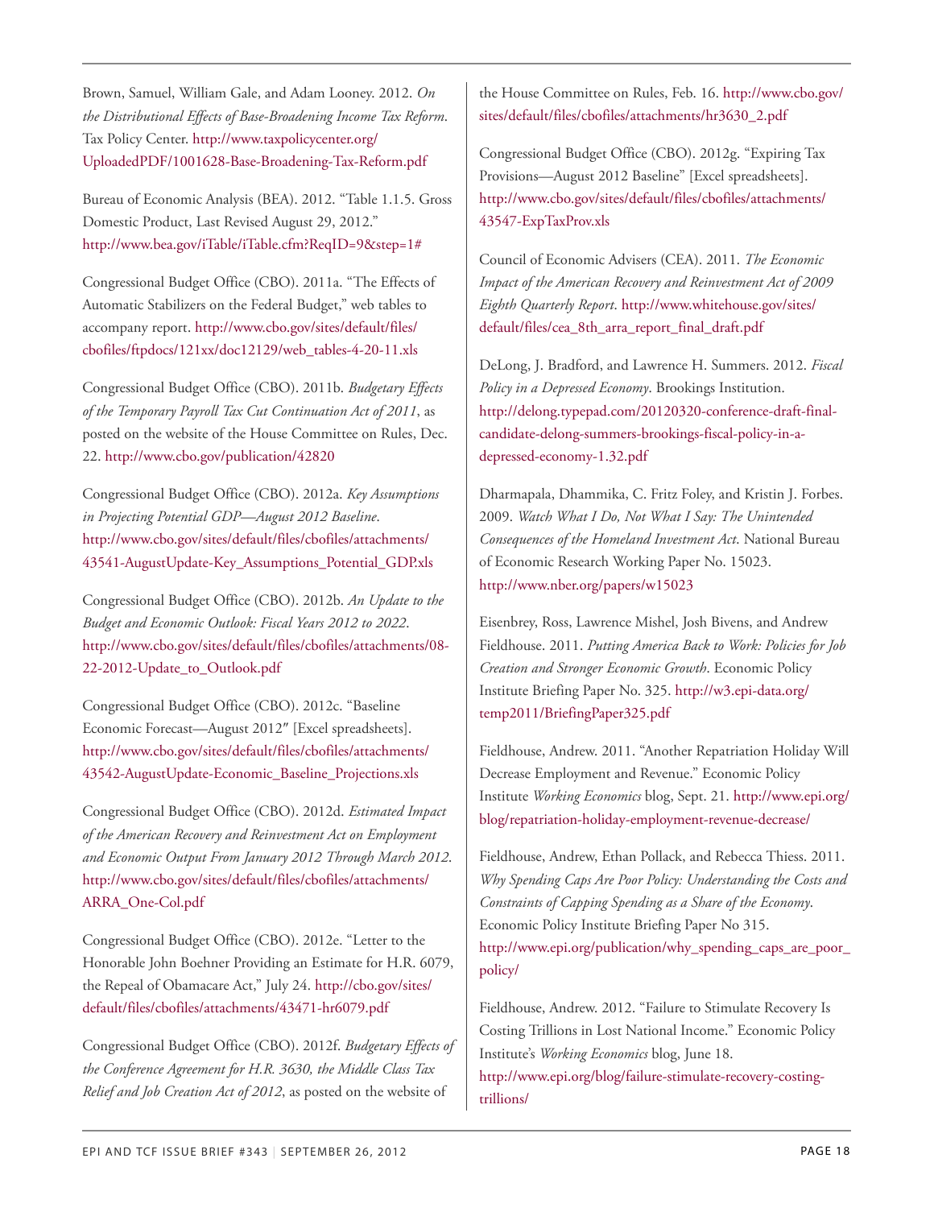Brown, Samuel, William Gale, and Adam Looney. 2012. *On the Distributional Effects of Base-Broadening Income Tax Reform*. Tax Policy Center. http://www.taxpolicycenter.org/UploadedPDF/1001628-Base-Broadening-Tax-Reform.pdf

Bureau of Economic Analysis (BEA). 2012. "Table 1.1.5. Gross Domestic Product, Last Revised August 29, 2012." http://www.bea.gov/iTable/iTable.cfm?ReqID=9&step=1#

Congressional Budget Office (CBO). 2011a. "The Effects of Automatic Stabilizers on the Federal Budget," web tables to accompany report. http://www.cbo.gov/sites/default/files/cbofiles/ftpdocs/121xx/doc12129/web_tables-4-20-11.xls

Congressional Budget Office (CBO). 2011b. *Budgetary Effects of the Temporary Payroll Tax Cut Continuation Act of 2011*, as posted on the website of the House Committee on Rules, Dec. 22. http://www.cbo.gov/publication/42820

Congressional Budget Office (CBO). 2012a. *Key Assumptions in Projecting Potential GDP—August 2012 Baseline*. http://www.cbo.gov/sites/default/files/cbofiles/attachments/43541-AugustUpdate-Key_Assumptions_Potential_GDP.xls

Congressional Budget Office (CBO). 2012b. *An Update to the Budget and Economic Outlook: Fiscal Years 2012 to 2022*. http://www.cbo.gov/sites/default/files/cbofiles/attachments/08-22-2012-Update_to_Outlook.pdf

Congressional Budget Office (CBO). 2012c. "Baseline Economic Forecast—August 2012" [Excel spreadsheets]. http://www.cbo.gov/sites/default/files/cbofiles/attachments/43542-AugustUpdate-Economic_Baseline_Projections.xls

Congressional Budget Office (CBO). 2012d. *Estimated Impact of the American Recovery and Reinvestment Act on Employment and Economic Output From January 2012 Through March 2012*. http://www.cbo.gov/sites/default/files/cbofiles/attachments/ARRA_One-Col.pdf

Congressional Budget Office (CBO). 2012e. "Letter to the Honorable John Boehner Providing an Estimate for H.R. 6079, the Repeal of Obamacare Act," July 24. http://cbo.gov/sites/default/files/cbofiles/attachments/43471-hr6079.pdf

Congressional Budget Office (CBO). 2012f. *Budgetary Effects of the Conference Agreement for H.R. 3630, the Middle Class Tax Relief and Job Creation Act of 2012*, as posted on the website of the House Committee on Rules, Feb. 16. http://www.cbo.gov/sites/default/files/cbofiles/attachments/hr3630_2.pdf

Congressional Budget Office (CBO). 2012g. "Expiring Tax Provisions—August 2012 Baseline" [Excel spreadsheets]. http://www.cbo.gov/sites/default/files/cbofiles/attachments/43547-ExpTaxProv.xls

Council of Economic Advisers (CEA). 2011. *The Economic Impact of the American Recovery and Reinvestment Act of 2009 Eighth Quarterly Report*. http://www.whitehouse.gov/sites/default/files/cea_8th_arra_report_final_draft.pdf

DeLong, J. Bradford, and Lawrence H. Summers. 2012. *Fiscal Policy in a Depressed Economy*. Brookings Institution. http://delong.typepad.com/20120320-conference-draft-final-candidate-delong-summers-brookings-fiscal-policy-in-a-depressed-economy-1.32.pdf

Dharmapala, Dhammika, C. Fritz Foley, and Kristin J. Forbes. 2009. *Watch What I Do, Not What I Say: The Unintended Consequences of the Homeland Investment Act*. National Bureau of Economic Research Working Paper No. 15023. http://www.nber.org/papers/w15023

Eisenbrey, Ross, Lawrence Mishel, Josh Bivens, and Andrew Fieldhouse. 2011. *Putting America Back to Work: Policies for Job Creation and Stronger Economic Growth*. Economic Policy Institute Briefing Paper No. 325. http://w3.epi-data.org/temp2011/BriefingPaper325.pdf

Fieldhouse, Andrew. 2011. "Another Repatriation Holiday Will Decrease Employment and Revenue." Economic Policy Institute *Working Economics* blog, Sept. 21. http://www.epi.org/blog/repatriation-holiday-employment-revenue-decrease/

Fieldhouse, Andrew, Ethan Pollack, and Rebecca Thiess. 2011. *Why Spending Caps Are Poor Policy: Understanding the Costs and Constraints of Capping Spending as a Share of the Economy*. Economic Policy Institute Briefing Paper No 315. http://www.epi.org/publication/why_spending_caps_are_poor_policy/

Fieldhouse, Andrew. 2012. "Failure to Stimulate Recovery Is Costing Trillions in Lost National Income." Economic Policy Institute's *Working Economics* blog, June 18. http://www.epi.org/blog/failure-stimulate-recovery-costing-trillions/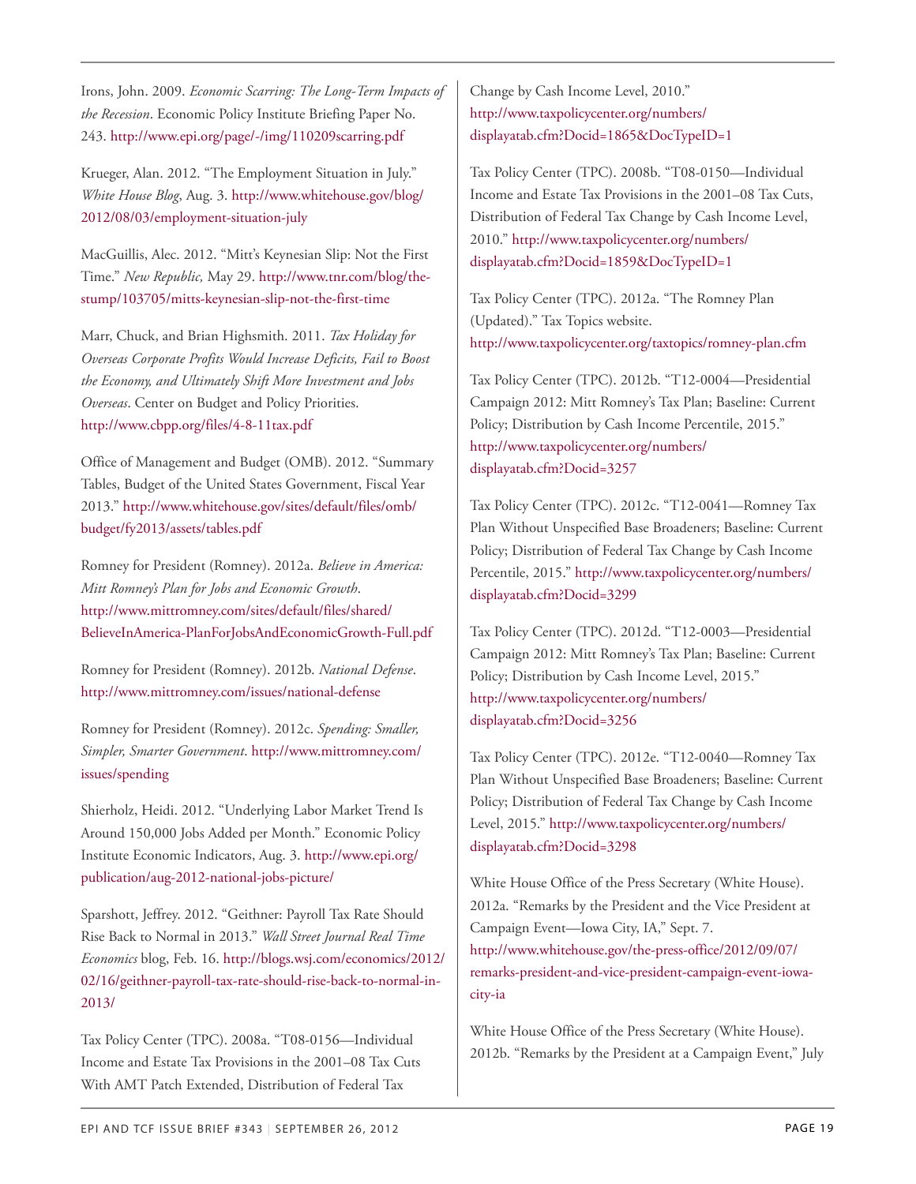Irons, John. 2009. *Economic Scarring: The Long-Term Impacts of the Recession*. Economic Policy Institute Briefing Paper No. 243. http://www.epi.org/page/-/img/110209scarring.pdf

Krueger, Alan. 2012. "The Employment Situation in July." *White House Blog*, Aug. 3. http://www.whitehouse.gov/blog/2012/08/03/employment-situation-july

MacGuillis, Alec. 2012. "Mitt's Keynesian Slip: Not the First Time." *New Republic,* May 29. http://www.tnr.com/blog/the-stump/103705/mitts-keynesian-slip-not-the-first-time

Marr, Chuck, and Brian Highsmith. 2011. *Tax Holiday for Overseas Corporate Profits Would Increase Deficits, Fail to Boost the Economy, and Ultimately Shift More Investment and Jobs Overseas*. Center on Budget and Policy Priorities. http://www.cbpp.org/files/4-8-11tax.pdf

Office of Management and Budget (OMB). 2012. "Summary Tables, Budget of the United States Government, Fiscal Year 2013." http://www.whitehouse.gov/sites/default/files/omb/budget/fy2013/assets/tables.pdf

Romney for President (Romney). 2012a. *Believe in America: Mitt Romney's Plan for Jobs and Economic Growth*. http://www.mittromney.com/sites/default/files/shared/BelieveInAmerica-PlanForJobsAndEconomicGrowth-Full.pdf

Romney for President (Romney). 2012b. *National Defense*. http://www.mittromney.com/issues/national-defense

Romney for President (Romney). 2012c. *Spending: Smaller, Simpler, Smarter Government*. http://www.mittromney.com/issues/spending

Shierholz, Heidi. 2012. "Underlying Labor Market Trend Is Around 150,000 Jobs Added per Month." Economic Policy Institute Economic Indicators, Aug. 3. http://www.epi.org/publication/aug-2012-national-jobs-picture/

Sparshott, Jeffrey. 2012. "Geithner: Payroll Tax Rate Should Rise Back to Normal in 2013." *Wall Street Journal Real Time Economics* blog, Feb. 16. http://blogs.wsj.com/economics/2012/02/16/geithner-payroll-tax-rate-should-rise-back-to-normal-in-2013/

Tax Policy Center (TPC). 2008a. "T08-0156—Individual Income and Estate Tax Provisions in the 2001–08 Tax Cuts With AMT Patch Extended, Distribution of Federal Tax Change by Cash Income Level, 2010." http://www.taxpolicycenter.org/numbers/displayatab.cfm?Docid=1865&DocTypeID=1

Tax Policy Center (TPC). 2008b. "T08-0150—Individual Income and Estate Tax Provisions in the 2001–08 Tax Cuts, Distribution of Federal Tax Change by Cash Income Level, 2010." http://www.taxpolicycenter.org/numbers/displayatab.cfm?Docid=1859&DocTypeID=1

Tax Policy Center (TPC). 2012a. "The Romney Plan (Updated)." Tax Topics website. http://www.taxpolicycenter.org/taxtopics/romney-plan.cfm

Tax Policy Center (TPC). 2012b. "T12-0004—Presidential Campaign 2012: Mitt Romney's Tax Plan; Baseline: Current Policy; Distribution by Cash Income Percentile, 2015." http://www.taxpolicycenter.org/numbers/displayatab.cfm?Docid=3257

Tax Policy Center (TPC). 2012c. "T12-0041—Romney Tax Plan Without Unspecified Base Broadeners; Baseline: Current Policy; Distribution of Federal Tax Change by Cash Income Percentile, 2015." http://www.taxpolicycenter.org/numbers/displayatab.cfm?Docid=3299

Tax Policy Center (TPC). 2012d. "T12-0003—Presidential Campaign 2012: Mitt Romney's Tax Plan; Baseline: Current Policy; Distribution by Cash Income Level, 2015." http://www.taxpolicycenter.org/numbers/displayatab.cfm?Docid=3256

Tax Policy Center (TPC). 2012e. "T12-0040—Romney Tax Plan Without Unspecified Base Broadeners; Baseline: Current Policy; Distribution of Federal Tax Change by Cash Income Level, 2015." http://www.taxpolicycenter.org/numbers/displayatab.cfm?Docid=3298

White House Office of the Press Secretary (White House). 2012a. "Remarks by the President and the Vice President at Campaign Event—Iowa City, IA," Sept. 7. http://www.whitehouse.gov/the-press-office/2012/09/07/remarks-president-and-vice-president-campaign-event-iowa-city-ia

White House Office of the Press Secretary (White House). 2012b. "Remarks by the President at a Campaign Event," July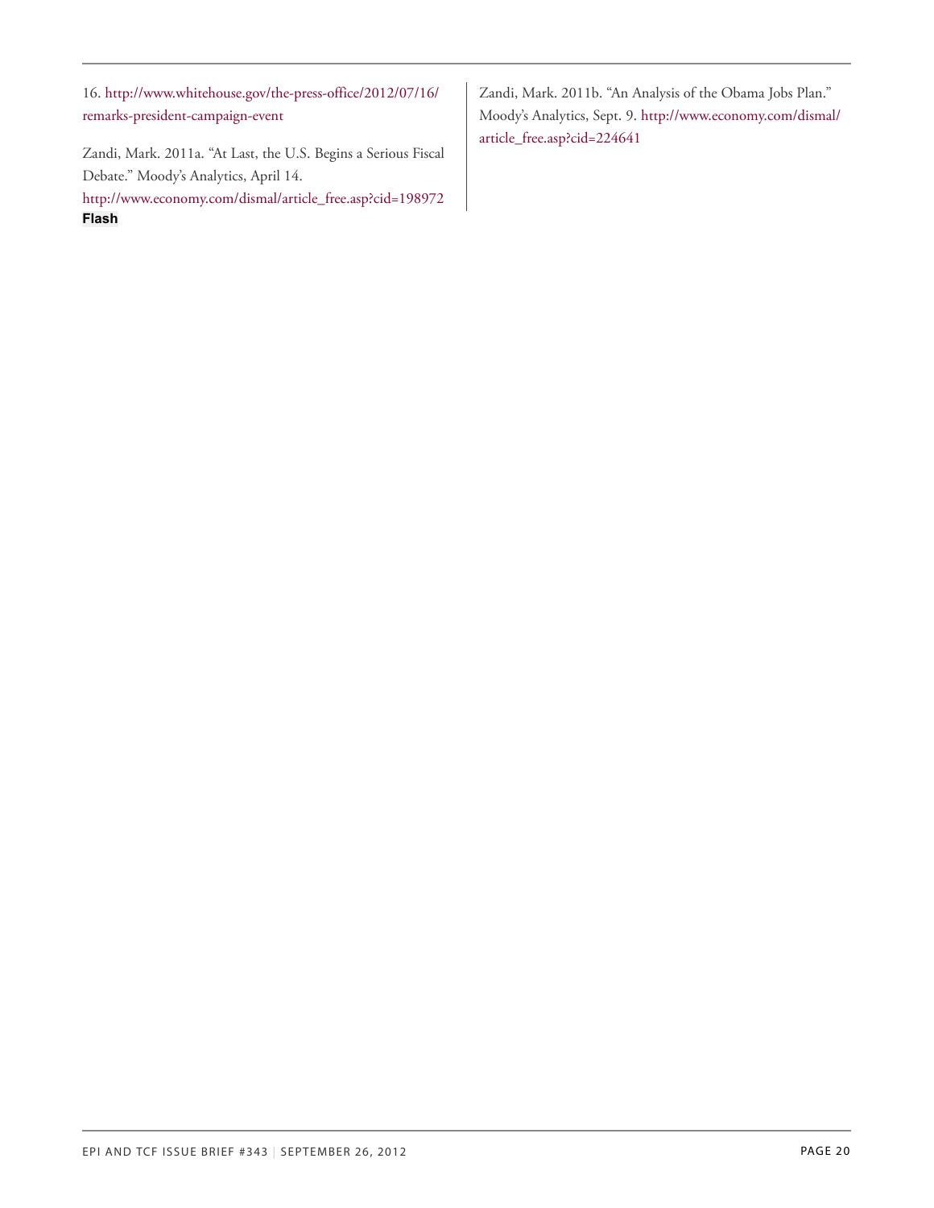16. http://www.whitehouse.gov/the-press-office/2012/07/16/remarks-president-campaign-event

Zandi, Mark. 2011a. "At Last, the U.S. Begins a Serious Fiscal Debate." Moody's Analytics, April 14. http://www.economy.com/dismal/article_free.asp?cid=198972

**Flash**

Zandi, Mark. 2011b. "An Analysis of the Obama Jobs Plan." Moody's Analytics, Sept. 9. http://www.economy.com/dismal/article_free.asp?cid=224641